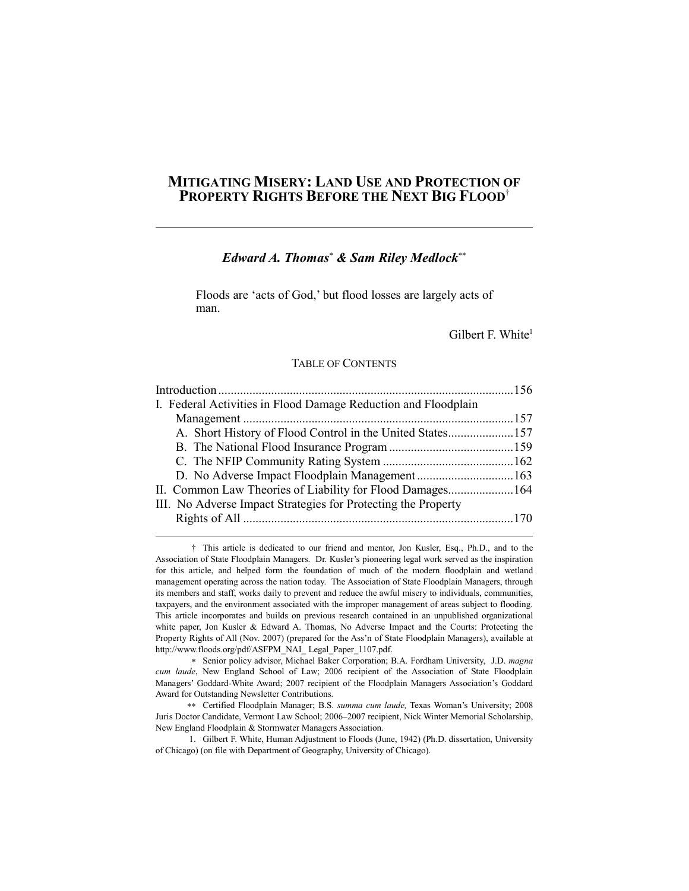# MITIGATING MISERY: LAND USE AND PROTECTION OF PROPERTY RIGHTS BEFORE THE NEXT BIG FLOOD[†]

***Edward A. Thomas[\*] & Sam Riley Medlock[\*\*]***

> Floods are 'acts of God,' but flood losses are largely acts of man.
>
> Gilbert F. White[1]

TABLE OF CONTENTS

| | |
|---|---|
| Introduction | 156 |
| I. Federal Activities in Flood Damage Reduction and Floodplain Management | 157 |
| A. Short History of Flood Control in the United States | 157 |
| B. The National Flood Insurance Program | 159 |
| C. The NFIP Community Rating System | 162 |
| D. No Adverse Impact Floodplain Management | 163 |
| II. Common Law Theories of Liability for Flood Damages | 164 |
| III. No Adverse Impact Strategies for Protecting the Property Rights of All | 170 |

---

† This article is dedicated to our friend and mentor, Jon Kusler, Esq., Ph.D., and to the Association of State Floodplain Managers. Dr. Kusler's pioneering legal work served as the inspiration for this article, and helped form the foundation of much of the modern floodplain and wetland management operating across the nation today. The Association of State Floodplain Managers, through its members and staff, works daily to prevent and reduce the awful misery to individuals, communities, taxpayers, and the environment associated with the improper management of areas subject to flooding. This article incorporates and builds on previous research contained in an unpublished organizational white paper, Jon Kusler & Edward A. Thomas, No Adverse Impact and the Courts: Protecting the Property Rights of All (Nov. 2007) (prepared for the Ass'n of State Floodplain Managers), available at http://www.floods.org/pdf/ASFPM_NAI_ Legal_Paper_1107.pdf.

\* Senior policy advisor, Michael Baker Corporation; B.A. Fordham University, J.D. *magna cum laude*, New England School of Law; 2006 recipient of the Association of State Floodplain Managers' Goddard-White Award; 2007 recipient of the Floodplain Managers Association's Goddard Award for Outstanding Newsletter Contributions.

\*\* Certified Floodplain Manager; B.S. *summa cum laude,* Texas Woman's University; 2008 Juris Doctor Candidate, Vermont Law School; 2006–2007 recipient, Nick Winter Memorial Scholarship, New England Floodplain & Stormwater Managers Association.

1. Gilbert F. White, Human Adjustment to Floods (June, 1942) (Ph.D. dissertation, University of Chicago) (on file with Department of Geography, University of Chicago).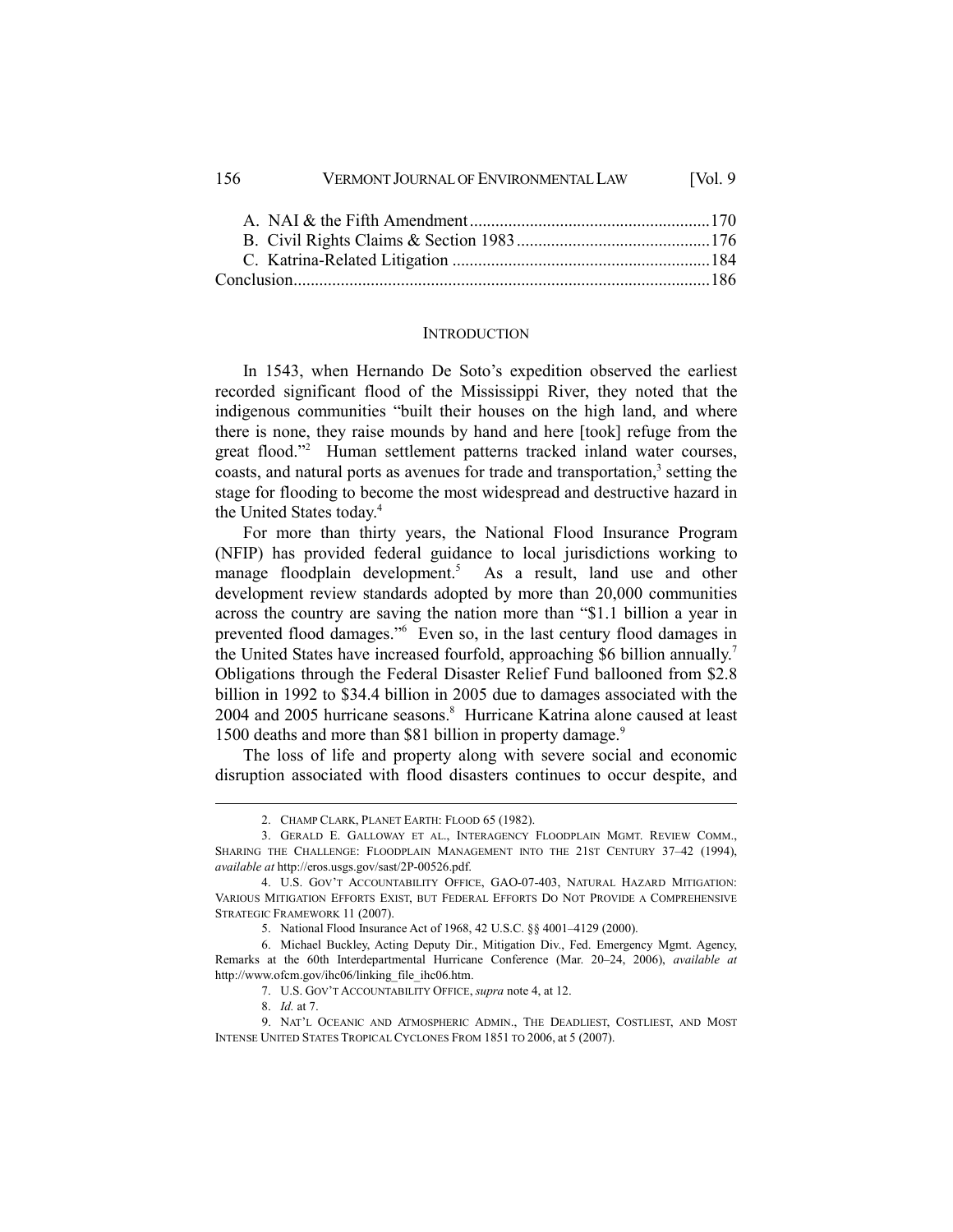A. NAI & the Fifth Amendment........................................................170
B. Civil Rights Claims & Section 1983.............................................176
C. Katrina-Related Litigation ............................................................184
Conclusion.................................................................................................186

## INTRODUCTION

In 1543, when Hernando De Soto's expedition observed the earliest recorded significant flood of the Mississippi River, they noted that the indigenous communities "built their houses on the high land, and where there is none, they raise mounds by hand and here [took] refuge from the great flood."[2] Human settlement patterns tracked inland water courses, coasts, and natural ports as avenues for trade and transportation,[3] setting the stage for flooding to become the most widespread and destructive hazard in the United States today.[4]

For more than thirty years, the National Flood Insurance Program (NFIP) has provided federal guidance to local jurisdictions working to manage floodplain development.[5] As a result, land use and other development review standards adopted by more than 20,000 communities across the country are saving the nation more than "$1.1 billion a year in prevented flood damages."[6] Even so, in the last century flood damages in the United States have increased fourfold, approaching $6 billion annually.[7] Obligations through the Federal Disaster Relief Fund ballooned from $2.8 billion in 1992 to $34.4 billion in 2005 due to damages associated with the 2004 and 2005 hurricane seasons.[8] Hurricane Katrina alone caused at least 1500 deaths and more than $81 billion in property damage.[9]

The loss of life and property along with severe social and economic disruption associated with flood disasters continues to occur despite, and

---

2. CHAMP CLARK, PLANET EARTH: FLOOD 65 (1982).

3. GERALD E. GALLOWAY ET AL., INTERAGENCY FLOODPLAIN MGMT. REVIEW COMM., SHARING THE CHALLENGE: FLOODPLAIN MANAGEMENT INTO THE 21ST CENTURY 37–42 (1994), *available at* http://eros.usgs.gov/sast/2P-00526.pdf.

4. U.S. GOV'T ACCOUNTABILITY OFFICE, GAO-07-403, NATURAL HAZARD MITIGATION: VARIOUS MITIGATION EFFORTS EXIST, BUT FEDERAL EFFORTS DO NOT PROVIDE A COMPREHENSIVE STRATEGIC FRAMEWORK 11 (2007).

5. National Flood Insurance Act of 1968, 42 U.S.C. §§ 4001–4129 (2000).

6. Michael Buckley, Acting Deputy Dir., Mitigation Div., Fed. Emergency Mgmt. Agency, Remarks at the 60th Interdepartmental Hurricane Conference (Mar. 20–24, 2006), *available at* http://www.ofcm.gov/ihc06/linking_file_ihc06.htm.

7. U.S. GOV'T ACCOUNTABILITY OFFICE, *supra* note 4, at 12.

8. *Id.* at 7.

9. NAT'L OCEANIC AND ATMOSPHERIC ADMIN., THE DEADLIEST, COSTLIEST, AND MOST INTENSE UNITED STATES TROPICAL CYCLONES FROM 1851 TO 2006, at 5 (2007).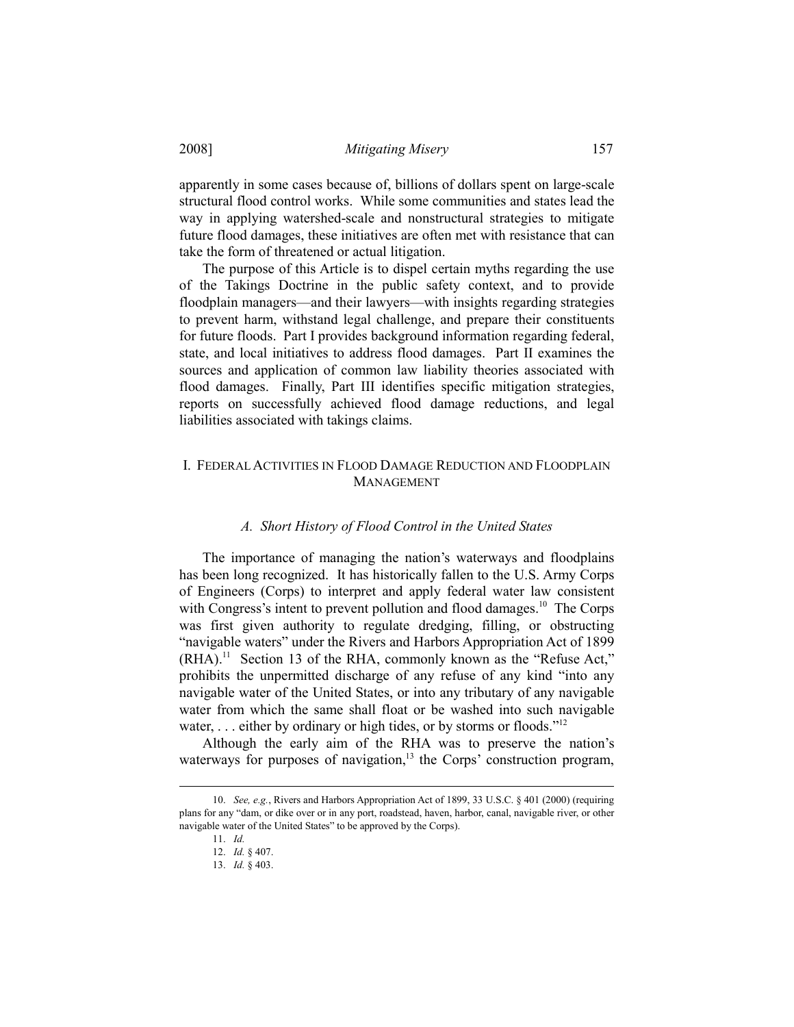apparently in some cases because of, billions of dollars spent on large-scale structural flood control works. While some communities and states lead the way in applying watershed-scale and nonstructural strategies to mitigate future flood damages, these initiatives are often met with resistance that can take the form of threatened or actual litigation.

The purpose of this Article is to dispel certain myths regarding the use of the Takings Doctrine in the public safety context, and to provide floodplain managers—and their lawyers—with insights regarding strategies to prevent harm, withstand legal challenge, and prepare their constituents for future floods. Part I provides background information regarding federal, state, and local initiatives to address flood damages. Part II examines the sources and application of common law liability theories associated with flood damages. Finally, Part III identifies specific mitigation strategies, reports on successfully achieved flood damage reductions, and legal liabilities associated with takings claims.

## I. FEDERAL ACTIVITIES IN FLOOD DAMAGE REDUCTION AND FLOODPLAIN MANAGEMENT

### *A. Short History of Flood Control in the United States*

The importance of managing the nation's waterways and floodplains has been long recognized. It has historically fallen to the U.S. Army Corps of Engineers (Corps) to interpret and apply federal water law consistent with Congress's intent to prevent pollution and flood damages.[10] The Corps was first given authority to regulate dredging, filling, or obstructing "navigable waters" under the Rivers and Harbors Appropriation Act of 1899 (RHA).[11] Section 13 of the RHA, commonly known as the "Refuse Act," prohibits the unpermitted discharge of any refuse of any kind "into any navigable water of the United States, or into any tributary of any navigable water from which the same shall float or be washed into such navigable water, . . . either by ordinary or high tides, or by storms or floods."[12]

Although the early aim of the RHA was to preserve the nation's waterways for purposes of navigation,[13] the Corps' construction program,

---

10. *See, e.g.*, Rivers and Harbors Appropriation Act of 1899, 33 U.S.C. § 401 (2000) (requiring plans for any "dam, or dike over or in any port, roadstead, haven, harbor, canal, navigable river, or other navigable water of the United States" to be approved by the Corps).

11. *Id.*

12. *Id.* § 407.

13. *Id.* § 403.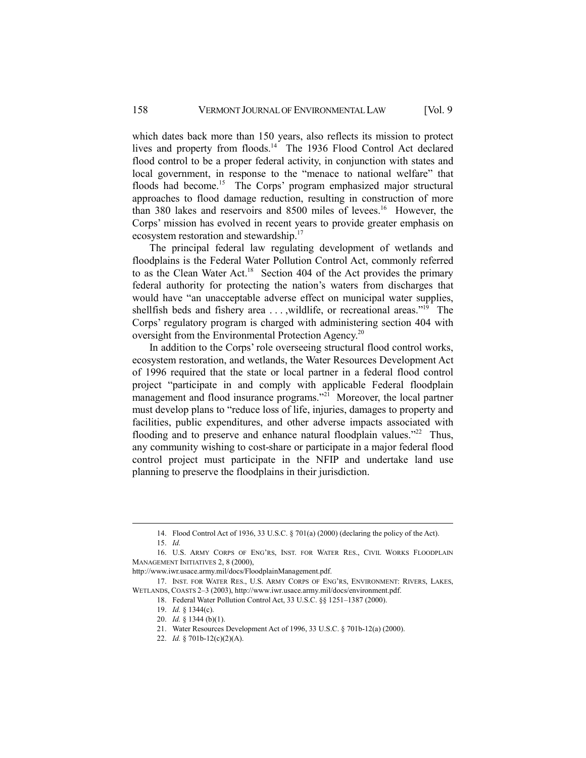which dates back more than 150 years, also reflects its mission to protect lives and property from floods.[14] The 1936 Flood Control Act declared flood control to be a proper federal activity, in conjunction with states and local government, in response to the "menace to national welfare" that floods had become.[15] The Corps' program emphasized major structural approaches to flood damage reduction, resulting in construction of more than 380 lakes and reservoirs and 8500 miles of levees.[16] However, the Corps' mission has evolved in recent years to provide greater emphasis on ecosystem restoration and stewardship.[17]

The principal federal law regulating development of wetlands and floodplains is the Federal Water Pollution Control Act, commonly referred to as the Clean Water Act.[18] Section 404 of the Act provides the primary federal authority for protecting the nation's waters from discharges that would have "an unacceptable adverse effect on municipal water supplies, shellfish beds and fishery area . . . ,wildlife, or recreational areas."[19] The Corps' regulatory program is charged with administering section 404 with oversight from the Environmental Protection Agency.[20]

In addition to the Corps' role overseeing structural flood control works, ecosystem restoration, and wetlands, the Water Resources Development Act of 1996 required that the state or local partner in a federal flood control project "participate in and comply with applicable Federal floodplain management and flood insurance programs."[21] Moreover, the local partner must develop plans to "reduce loss of life, injuries, damages to property and facilities, public expenditures, and other adverse impacts associated with flooding and to preserve and enhance natural floodplain values."[22] Thus, any community wishing to cost-share or participate in a major federal flood control project must participate in the NFIP and undertake land use planning to preserve the floodplains in their jurisdiction.

---

14. Flood Control Act of 1936, 33 U.S.C. § 701(a) (2000) (declaring the policy of the Act).

15. *Id.*

16. U.S. ARMY CORPS OF ENG'RS, INST. FOR WATER RES., CIVIL WORKS FLOODPLAIN MANAGEMENT INITIATIVES 2, 8 (2000), http://www.iwr.usace.army.mil/docs/FloodplainManagement.pdf.

17. INST. FOR WATER RES., U.S. ARMY CORPS OF ENG'RS, ENVIRONMENT: RIVERS, LAKES, WETLANDS, COASTS 2–3 (2003), http://www.iwr.usace.army.mil/docs/environment.pdf.

18. Federal Water Pollution Control Act, 33 U.S.C. §§ 1251–1387 (2000).

19. *Id.* § 1344(c).

20. *Id.* § 1344 (b)(1).

21. Water Resources Development Act of 1996, 33 U.S.C. § 701b-12(a) (2000).

22. *Id.* § 701b-12(c)(2)(A).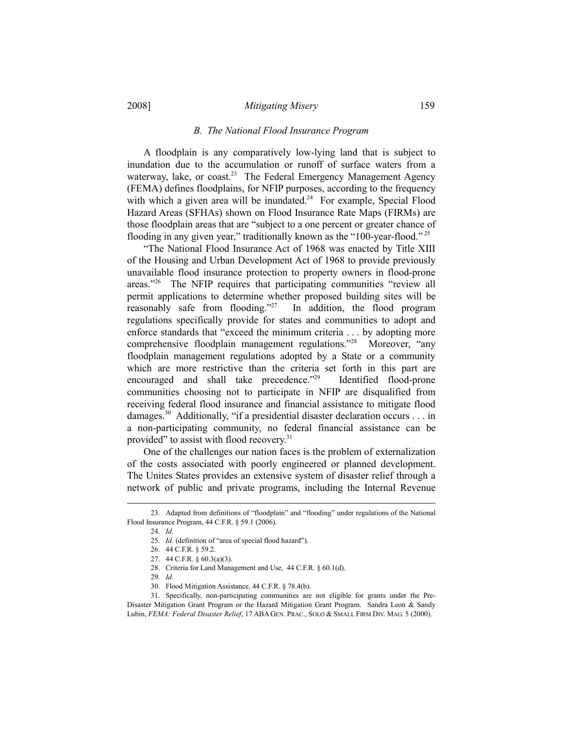### *B. The National Flood Insurance Program*

A floodplain is any comparatively low-lying land that is subject to inundation due to the accumulation or runoff of surface waters from a waterway, lake, or coast.[23] The Federal Emergency Management Agency (FEMA) defines floodplains, for NFIP purposes, according to the frequency with which a given area will be inundated.[24] For example, Special Flood Hazard Areas (SFHAs) shown on Flood Insurance Rate Maps (FIRMs) are those floodplain areas that are "subject to a one percent or greater chance of flooding in any given year," traditionally known as the "100-year-flood."[25]

"The National Flood Insurance Act of 1968 was enacted by Title XIII of the Housing and Urban Development Act of 1968 to provide previously unavailable flood insurance protection to property owners in flood-prone areas."[26] The NFIP requires that participating communities "review all permit applications to determine whether proposed building sites will be reasonably safe from flooding."[27] In addition, the flood program regulations specifically provide for states and communities to adopt and enforce standards that "exceed the minimum criteria . . . by adopting more comprehensive floodplain management regulations."[28] Moreover, "any floodplain management regulations adopted by a State or a community which are more restrictive than the criteria set forth in this part are encouraged and shall take precedence."[29] Identified flood-prone communities choosing not to participate in NFIP are disqualified from receiving federal flood insurance and financial assistance to mitigate flood damages.[30] Additionally, "if a presidential disaster declaration occurs . . . in a non-participating community, no federal financial assistance can be provided" to assist with flood recovery.[31]

One of the challenges our nation faces is the problem of externalization of the costs associated with poorly engineered or planned development. The Unites States provides an extensive system of disaster relief through a network of public and private programs, including the Internal Revenue

---

23. Adapted from definitions of "floodplain" and "flooding" under regulations of the National Flood Insurance Program, 44 C.F.R. § 59.1 (2006).

24. *Id.*

25. *Id.* (definition of "area of special flood hazard").

26. 44 C.F.R. § 59.2.

27. 44 C.F.R. § 60.3(a)(3).

28. Criteria for Land Management and Use, 44 C.F.R. § 60.1(d).

29. *Id.*

30. Flood Mitigation Assistance, 44 C.F.R. § 78.4(b).

31. Specifically, non-participating communities are not eligible for grants under the Pre-Disaster Mitigation Grant Program or the Hazard Mitigation Grant Program. Sandra Leon & Sandy Lubin, *FEMA: Federal Disaster Relief*, 17 ABA GEN. PRAC., SOLO & SMALL FIRM DIV. MAG. 5 (2000).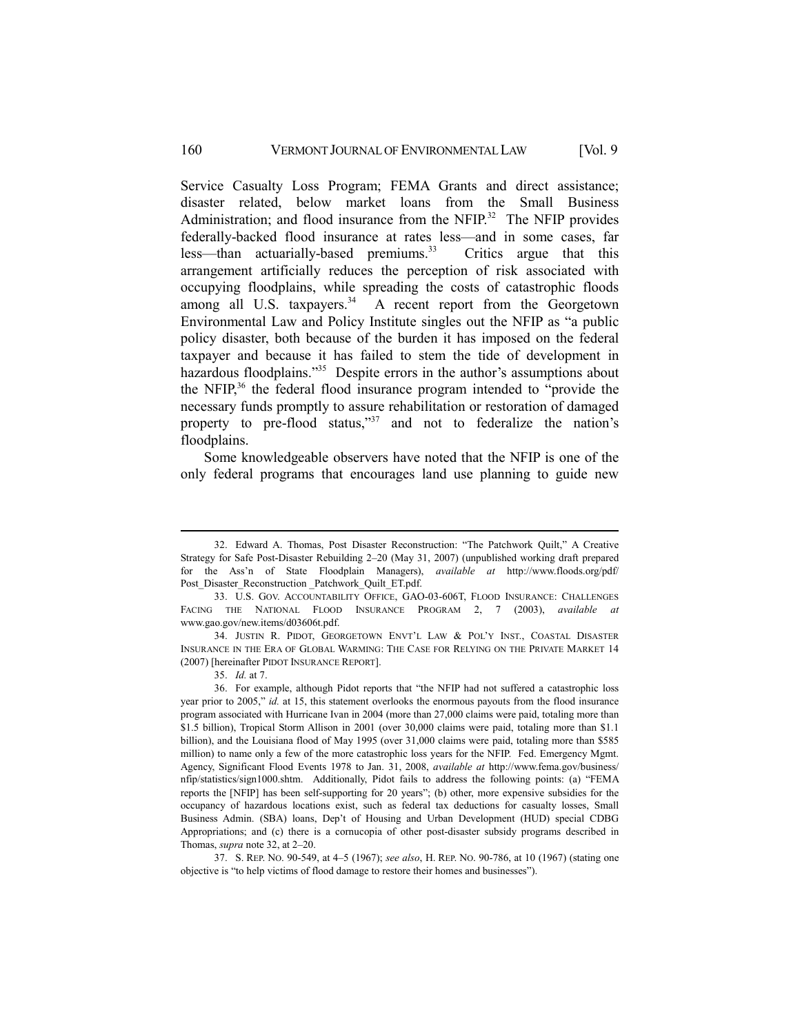Service Casualty Loss Program; FEMA Grants and direct assistance; disaster related, below market loans from the Small Business Administration; and flood insurance from the NFIP.[32] The NFIP provides federally-backed flood insurance at rates less—and in some cases, far less—than actuarially-based premiums.[33] Critics argue that this arrangement artificially reduces the perception of risk associated with occupying floodplains, while spreading the costs of catastrophic floods among all U.S. taxpayers.[34] A recent report from the Georgetown Environmental Law and Policy Institute singles out the NFIP as "a public policy disaster, both because of the burden it has imposed on the federal taxpayer and because it has failed to stem the tide of development in hazardous floodplains."[35] Despite errors in the author's assumptions about the NFIP,[36] the federal flood insurance program intended to "provide the necessary funds promptly to assure rehabilitation or restoration of damaged property to pre-flood status,"[37] and not to federalize the nation's floodplains.

Some knowledgeable observers have noted that the NFIP is one of the only federal programs that encourages land use planning to guide new

---

32. Edward A. Thomas, Post Disaster Reconstruction: "The Patchwork Quilt," A Creative Strategy for Safe Post-Disaster Rebuilding 2–20 (May 31, 2007) (unpublished working draft prepared for the Ass'n of State Floodplain Managers), *available at* http://www.floods.org/pdf/Post_Disaster_Reconstruction _Patchwork_Quilt_ET.pdf.

33. U.S. GOV. ACCOUNTABILITY OFFICE, GAO-03-606T, FLOOD INSURANCE: CHALLENGES FACING THE NATIONAL FLOOD INSURANCE PROGRAM 2, 7 (2003), *available at* www.gao.gov/new.items/d03606t.pdf.

34. JUSTIN R. PIDOT, GEORGETOWN ENVT'L LAW & POL'Y INST., COASTAL DISASTER INSURANCE IN THE ERA OF GLOBAL WARMING: THE CASE FOR RELYING ON THE PRIVATE MARKET 14 (2007) [hereinafter PIDOT INSURANCE REPORT].

35. *Id.* at 7.

36. For example, although Pidot reports that "the NFIP had not suffered a catastrophic loss year prior to 2005," *id.* at 15, this statement overlooks the enormous payouts from the flood insurance program associated with Hurricane Ivan in 2004 (more than 27,000 claims were paid, totaling more than $1.5 billion), Tropical Storm Allison in 2001 (over 30,000 claims were paid, totaling more than $1.1 billion), and the Louisiana flood of May 1995 (over 31,000 claims were paid, totaling more than $585 million) to name only a few of the more catastrophic loss years for the NFIP. Fed. Emergency Mgmt. Agency, Significant Flood Events 1978 to Jan. 31, 2008, *available at* http://www.fema.gov/business/nfip/statistics/sign1000.shtm. Additionally, Pidot fails to address the following points: (a) "FEMA reports the [NFIP] has been self-supporting for 20 years"; (b) other, more expensive subsidies for the occupancy of hazardous locations exist, such as federal tax deductions for casualty losses, Small Business Admin. (SBA) loans, Dep't of Housing and Urban Development (HUD) special CDBG Appropriations; and (c) there is a cornucopia of other post-disaster subsidy programs described in Thomas, *supra* note 32, at 2–20.

37. S. REP. NO. 90-549, at 4–5 (1967); *see also*, H. REP. NO. 90-786, at 10 (1967) (stating one objective is "to help victims of flood damage to restore their homes and businesses").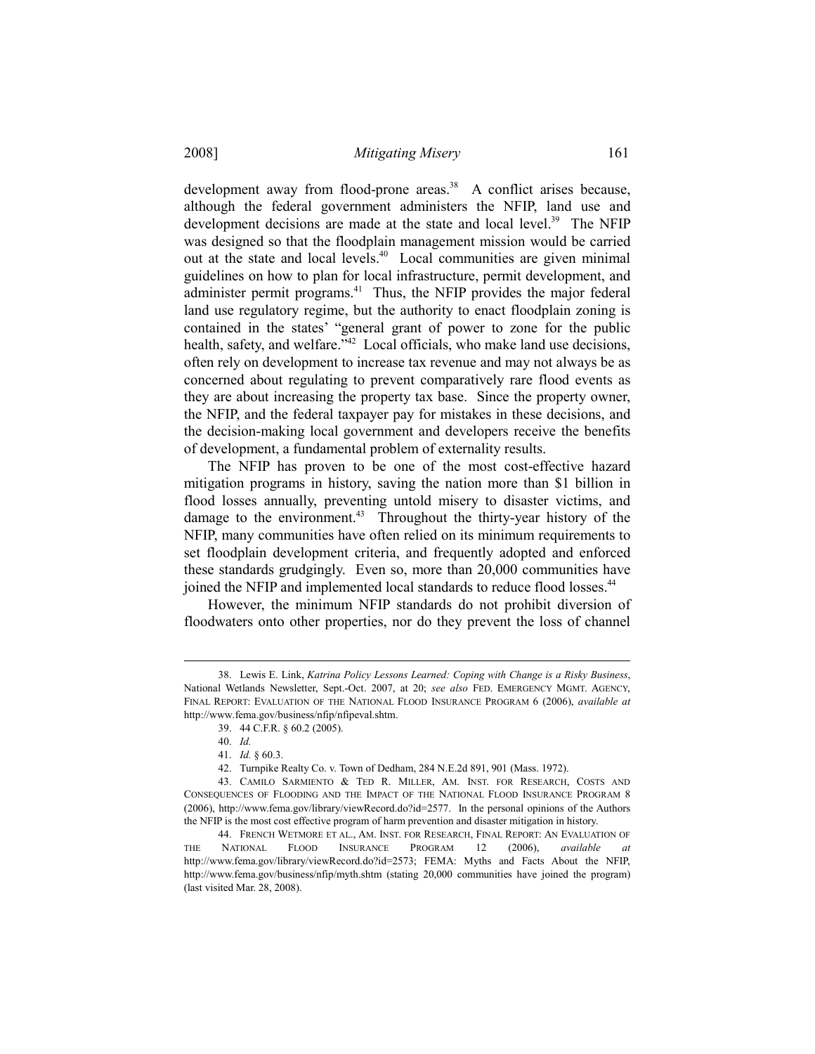development away from flood-prone areas.[38] A conflict arises because, although the federal government administers the NFIP, land use and development decisions are made at the state and local level.[39] The NFIP was designed so that the floodplain management mission would be carried out at the state and local levels.[40] Local communities are given minimal guidelines on how to plan for local infrastructure, permit development, and administer permit programs.[41] Thus, the NFIP provides the major federal land use regulatory regime, but the authority to enact floodplain zoning is contained in the states' "general grant of power to zone for the public health, safety, and welfare."[42] Local officials, who make land use decisions, often rely on development to increase tax revenue and may not always be as concerned about regulating to prevent comparatively rare flood events as they are about increasing the property tax base. Since the property owner, the NFIP, and the federal taxpayer pay for mistakes in these decisions, and the decision-making local government and developers receive the benefits of development, a fundamental problem of externality results.

The NFIP has proven to be one of the most cost-effective hazard mitigation programs in history, saving the nation more than $1 billion in flood losses annually, preventing untold misery to disaster victims, and damage to the environment.[43] Throughout the thirty-year history of the NFIP, many communities have often relied on its minimum requirements to set floodplain development criteria, and frequently adopted and enforced these standards grudgingly. Even so, more than 20,000 communities have joined the NFIP and implemented local standards to reduce flood losses.[44]

However, the minimum NFIP standards do not prohibit diversion of floodwaters onto other properties, nor do they prevent the loss of channel

---

38. Lewis E. Link, *Katrina Policy Lessons Learned: Coping with Change is a Risky Business*, National Wetlands Newsletter, Sept.-Oct. 2007, at 20; *see also* FED. EMERGENCY MGMT. AGENCY, FINAL REPORT: EVALUATION OF THE NATIONAL FLOOD INSURANCE PROGRAM 6 (2006), *available at* http://www.fema.gov/business/nfip/nfipeval.shtm.

39. 44 C.F.R. § 60.2 (2005).

40. *Id.*

41. *Id.* § 60.3.

42. Turnpike Realty Co. v. Town of Dedham, 284 N.E.2d 891, 901 (Mass. 1972).

43. CAMILO SARMIENTO & TED R. MILLER, AM. INST. FOR RESEARCH, COSTS AND CONSEQUENCES OF FLOODING AND THE IMPACT OF THE NATIONAL FLOOD INSURANCE PROGRAM 8 (2006), http://www.fema.gov/library/viewRecord.do?id=2577. In the personal opinions of the Authors the NFIP is the most cost effective program of harm prevention and disaster mitigation in history.

44. FRENCH WETMORE ET AL., AM. INST. FOR RESEARCH, FINAL REPORT: AN EVALUATION OF THE NATIONAL FLOOD INSURANCE PROGRAM 12 (2006), *available at* http://www.fema.gov/library/viewRecord.do?id=2573; FEMA: Myths and Facts About the NFIP, http://www.fema.gov/business/nfip/myth.shtm (stating 20,000 communities have joined the program) (last visited Mar. 28, 2008).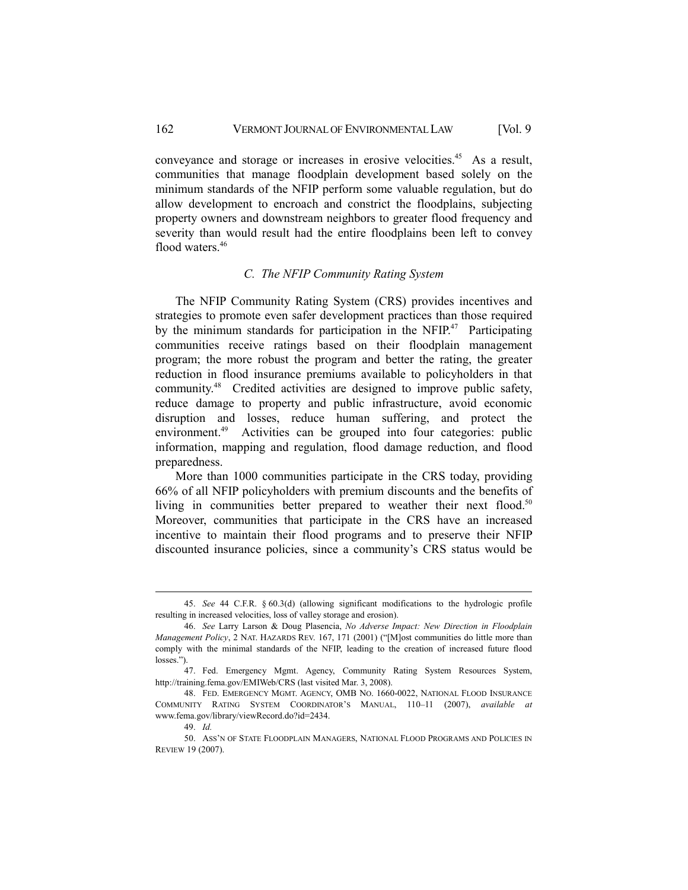conveyance and storage or increases in erosive velocities.[45] As a result, communities that manage floodplain development based solely on the minimum standards of the NFIP perform some valuable regulation, but do allow development to encroach and constrict the floodplains, subjecting property owners and downstream neighbors to greater flood frequency and severity than would result had the entire floodplains been left to convey flood waters.[46]

### *C. The NFIP Community Rating System*

The NFIP Community Rating System (CRS) provides incentives and strategies to promote even safer development practices than those required by the minimum standards for participation in the NFIP.[47] Participating communities receive ratings based on their floodplain management program; the more robust the program and better the rating, the greater reduction in flood insurance premiums available to policyholders in that community.[48] Credited activities are designed to improve public safety, reduce damage to property and public infrastructure, avoid economic disruption and losses, reduce human suffering, and protect the environment.[49] Activities can be grouped into four categories: public information, mapping and regulation, flood damage reduction, and flood preparedness.

More than 1000 communities participate in the CRS today, providing 66% of all NFIP policyholders with premium discounts and the benefits of living in communities better prepared to weather their next flood.[50] Moreover, communities that participate in the CRS have an increased incentive to maintain their flood programs and to preserve their NFIP discounted insurance policies, since a community's CRS status would be

---

45. *See* 44 C.F.R. § 60.3(d) (allowing significant modifications to the hydrologic profile resulting in increased velocities, loss of valley storage and erosion).

46. *See* Larry Larson & Doug Plasencia, *No Adverse Impact: New Direction in Floodplain Management Policy*, 2 NAT. HAZARDS REV. 167, 171 (2001) ("[M]ost communities do little more than comply with the minimal standards of the NFIP, leading to the creation of increased future flood losses.").

47. Fed. Emergency Mgmt. Agency, Community Rating System Resources System, http://training.fema.gov/EMIWeb/CRS (last visited Mar. 3, 2008).

48. FED. EMERGENCY MGMT. AGENCY, OMB NO. 1660-0022, NATIONAL FLOOD INSURANCE COMMUNITY RATING SYSTEM COORDINATOR'S MANUAL, 110–11 (2007), *available at* www.fema.gov/library/viewRecord.do?id=2434.

49. *Id.*

50. ASS'N OF STATE FLOODPLAIN MANAGERS, NATIONAL FLOOD PROGRAMS AND POLICIES IN REVIEW 19 (2007).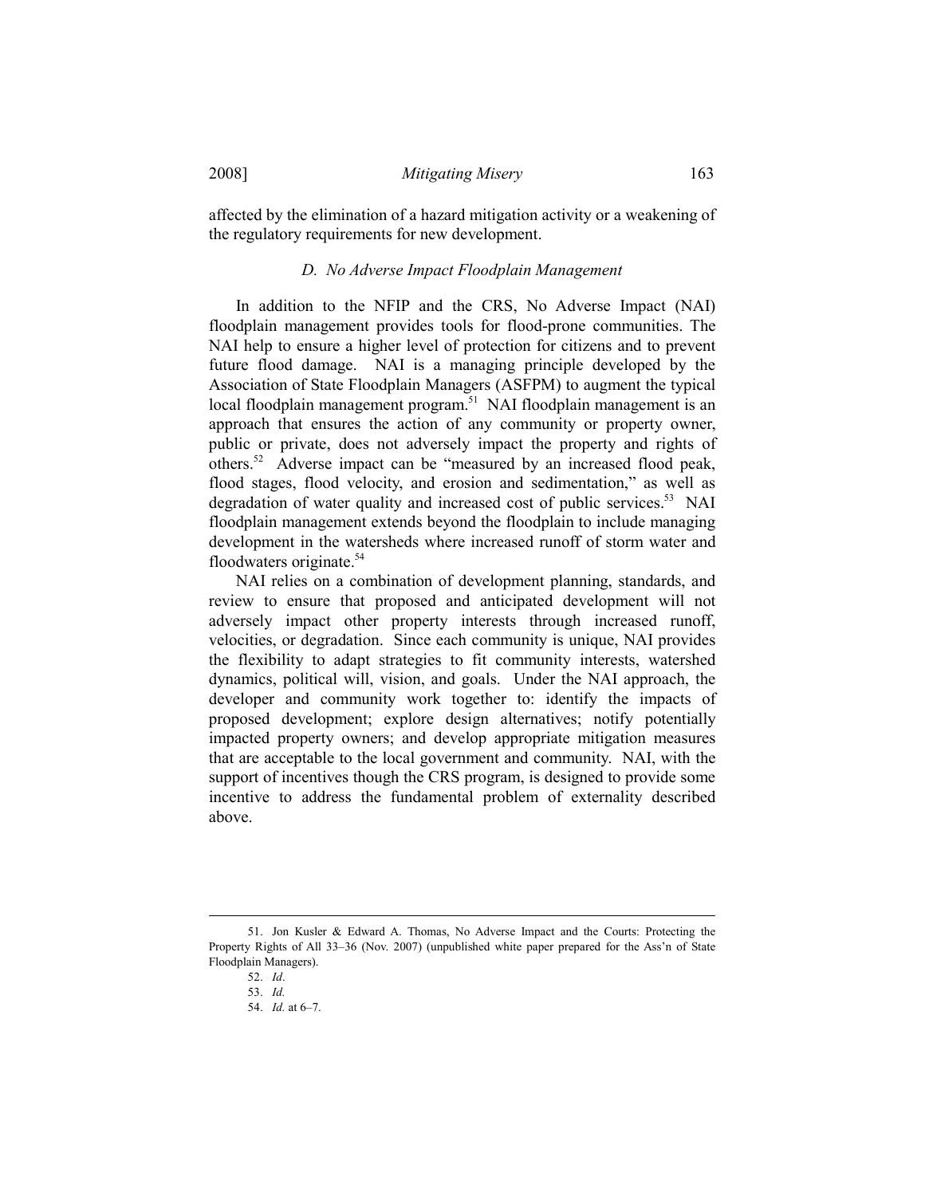affected by the elimination of a hazard mitigation activity or a weakening of the regulatory requirements for new development.

### *D. No Adverse Impact Floodplain Management*

In addition to the NFIP and the CRS, No Adverse Impact (NAI) floodplain management provides tools for flood-prone communities. The NAI help to ensure a higher level of protection for citizens and to prevent future flood damage. NAI is a managing principle developed by the Association of State Floodplain Managers (ASFPM) to augment the typical local floodplain management program.[51] NAI floodplain management is an approach that ensures the action of any community or property owner, public or private, does not adversely impact the property and rights of others.[52] Adverse impact can be "measured by an increased flood peak, flood stages, flood velocity, and erosion and sedimentation," as well as degradation of water quality and increased cost of public services.[53] NAI floodplain management extends beyond the floodplain to include managing development in the watersheds where increased runoff of storm water and floodwaters originate.[54]

NAI relies on a combination of development planning, standards, and review to ensure that proposed and anticipated development will not adversely impact other property interests through increased runoff, velocities, or degradation. Since each community is unique, NAI provides the flexibility to adapt strategies to fit community interests, watershed dynamics, political will, vision, and goals. Under the NAI approach, the developer and community work together to: identify the impacts of proposed development; explore design alternatives; notify potentially impacted property owners; and develop appropriate mitigation measures that are acceptable to the local government and community. NAI, with the support of incentives though the CRS program, is designed to provide some incentive to address the fundamental problem of externality described above.

---

51. Jon Kusler & Edward A. Thomas, No Adverse Impact and the Courts: Protecting the Property Rights of All 33–36 (Nov. 2007) (unpublished white paper prepared for the Ass'n of State Floodplain Managers).

52. *Id*.

53. *Id.*

54. *Id.* at 6–7.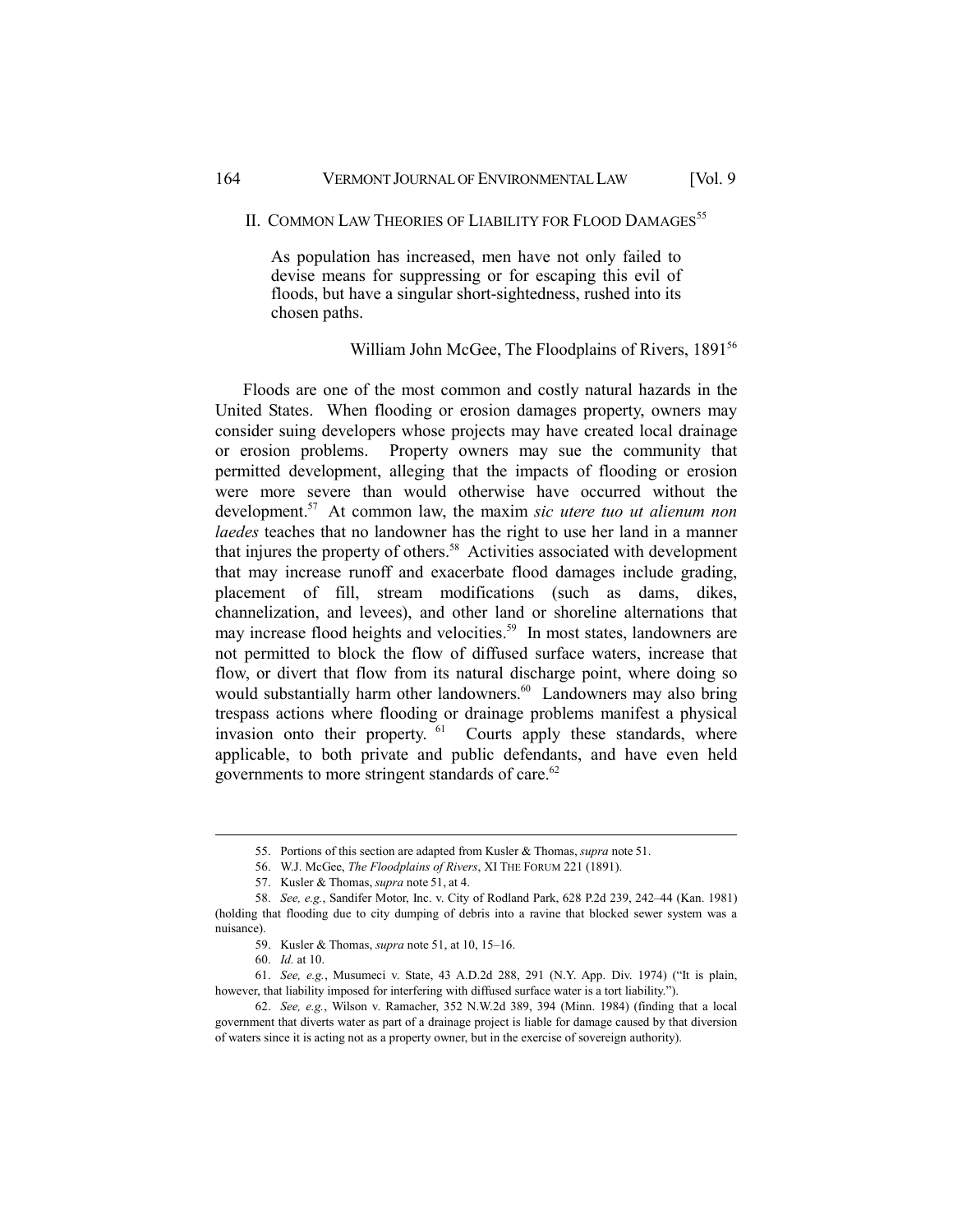## II. COMMON LAW THEORIES OF LIABILITY FOR FLOOD DAMAGES[55]

> As population has increased, men have not only failed to devise means for suppressing or for escaping this evil of floods, but have a singular short-sightedness, rushed into its chosen paths.
>
> William John McGee, The Floodplains of Rivers, 1891[56]

Floods are one of the most common and costly natural hazards in the United States. When flooding or erosion damages property, owners may consider suing developers whose projects may have created local drainage or erosion problems. Property owners may sue the community that permitted development, alleging that the impacts of flooding or erosion were more severe than would otherwise have occurred without the development.[57] At common law, the maxim *sic utere tuo ut alienum non laedes* teaches that no landowner has the right to use her land in a manner that injures the property of others.[58] Activities associated with development that may increase runoff and exacerbate flood damages include grading, placement of fill, stream modifications (such as dams, dikes, channelization, and levees), and other land or shoreline alternations that may increase flood heights and velocities.[59] In most states, landowners are not permitted to block the flow of diffused surface waters, increase that flow, or divert that flow from its natural discharge point, where doing so would substantially harm other landowners.[60] Landowners may also bring trespass actions where flooding or drainage problems manifest a physical invasion onto their property.[61] Courts apply these standards, where applicable, to both private and public defendants, and have even held governments to more stringent standards of care.[62]

---

55. Portions of this section are adapted from Kusler & Thomas, *supra* note 51.

56. W.J. McGee, *The Floodplains of Rivers*, XI THE FORUM 221 (1891).

57. Kusler & Thomas, *supra* note 51, at 4.

58. *See, e.g.*, Sandifer Motor, Inc. v. City of Rodland Park, 628 P.2d 239, 242–44 (Kan. 1981) (holding that flooding due to city dumping of debris into a ravine that blocked sewer system was a nuisance).

59. Kusler & Thomas, *supra* note 51, at 10, 15–16.

60. *Id.* at 10.

61. *See, e.g.*, Musumeci v. State, 43 A.D.2d 288, 291 (N.Y. App. Div. 1974) ("It is plain, however, that liability imposed for interfering with diffused surface water is a tort liability.").

62. *See, e.g.*, Wilson v. Ramacher, 352 N.W.2d 389, 394 (Minn. 1984) (finding that a local government that diverts water as part of a drainage project is liable for damage caused by that diversion of waters since it is acting not as a property owner, but in the exercise of sovereign authority).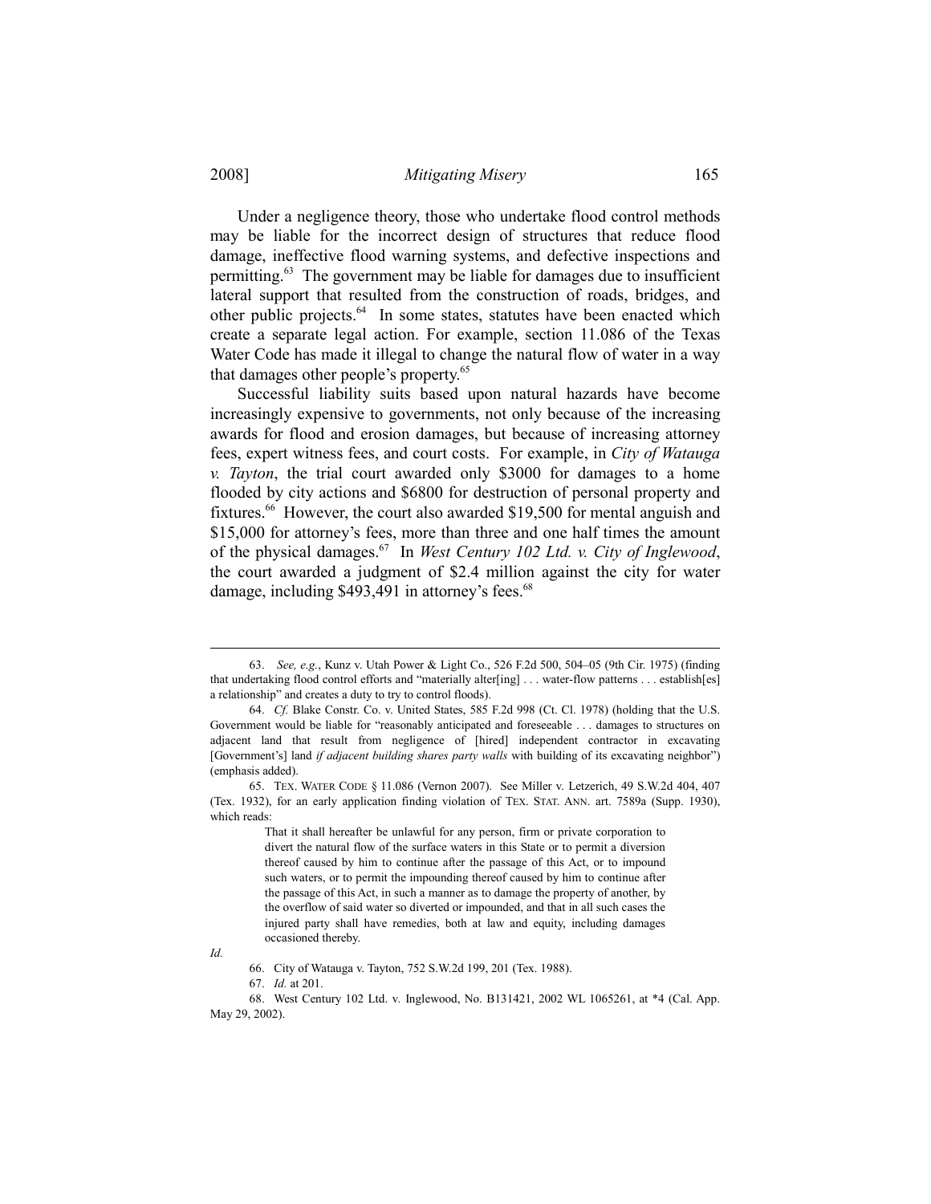Under a negligence theory, those who undertake flood control methods may be liable for the incorrect design of structures that reduce flood damage, ineffective flood warning systems, and defective inspections and permitting.[63] The government may be liable for damages due to insufficient lateral support that resulted from the construction of roads, bridges, and other public projects.[64] In some states, statutes have been enacted which create a separate legal action. For example, section 11.086 of the Texas Water Code has made it illegal to change the natural flow of water in a way that damages other people's property.[65]

Successful liability suits based upon natural hazards have become increasingly expensive to governments, not only because of the increasing awards for flood and erosion damages, but because of increasing attorney fees, expert witness fees, and court costs. For example, in *City of Watauga v. Tayton*, the trial court awarded only $3000 for damages to a home flooded by city actions and $6800 for destruction of personal property and fixtures.[66] However, the court also awarded $19,500 for mental anguish and $15,000 for attorney's fees, more than three and one half times the amount of the physical damages.[67] In *West Century 102 Ltd. v. City of Inglewood*, the court awarded a judgment of $2.4 million against the city for water damage, including $493,491 in attorney's fees.[68]

---

63. *See, e.g.*, Kunz v. Utah Power & Light Co., 526 F.2d 500, 504–05 (9th Cir. 1975) (finding that undertaking flood control efforts and "materially alter[ing] . . . water-flow patterns . . . establish[es] a relationship" and creates a duty to try to control floods).

64. *Cf.* Blake Constr. Co. v. United States, 585 F.2d 998 (Ct. Cl. 1978) (holding that the U.S. Government would be liable for "reasonably anticipated and foreseeable . . . damages to structures on adjacent land that result from negligence of [hired] independent contractor in excavating [Government's] land *if adjacent building shares party walls* with building of its excavating neighbor") (emphasis added).

65. TEX. WATER CODE § 11.086 (Vernon 2007). See Miller v. Letzerich, 49 S.W.2d 404, 407 (Tex. 1932), for an early application finding violation of TEX. STAT. ANN. art. 7589a (Supp. 1930), which reads:

> That it shall hereafter be unlawful for any person, firm or private corporation to divert the natural flow of the surface waters in this State or to permit a diversion thereof caused by him to continue after the passage of this Act, or to impound such waters, or to permit the impounding thereof caused by him to continue after the passage of this Act, in such a manner as to damage the property of another, by the overflow of said water so diverted or impounded, and that in all such cases the injured party shall have remedies, both at law and equity, including damages occasioned thereby.

*Id.*

66. City of Watauga v. Tayton, 752 S.W.2d 199, 201 (Tex. 1988).

67. *Id.* at 201.

68. West Century 102 Ltd. v. Inglewood, No. B131421, 2002 WL 1065261, at *4 (Cal. App. May 29, 2002).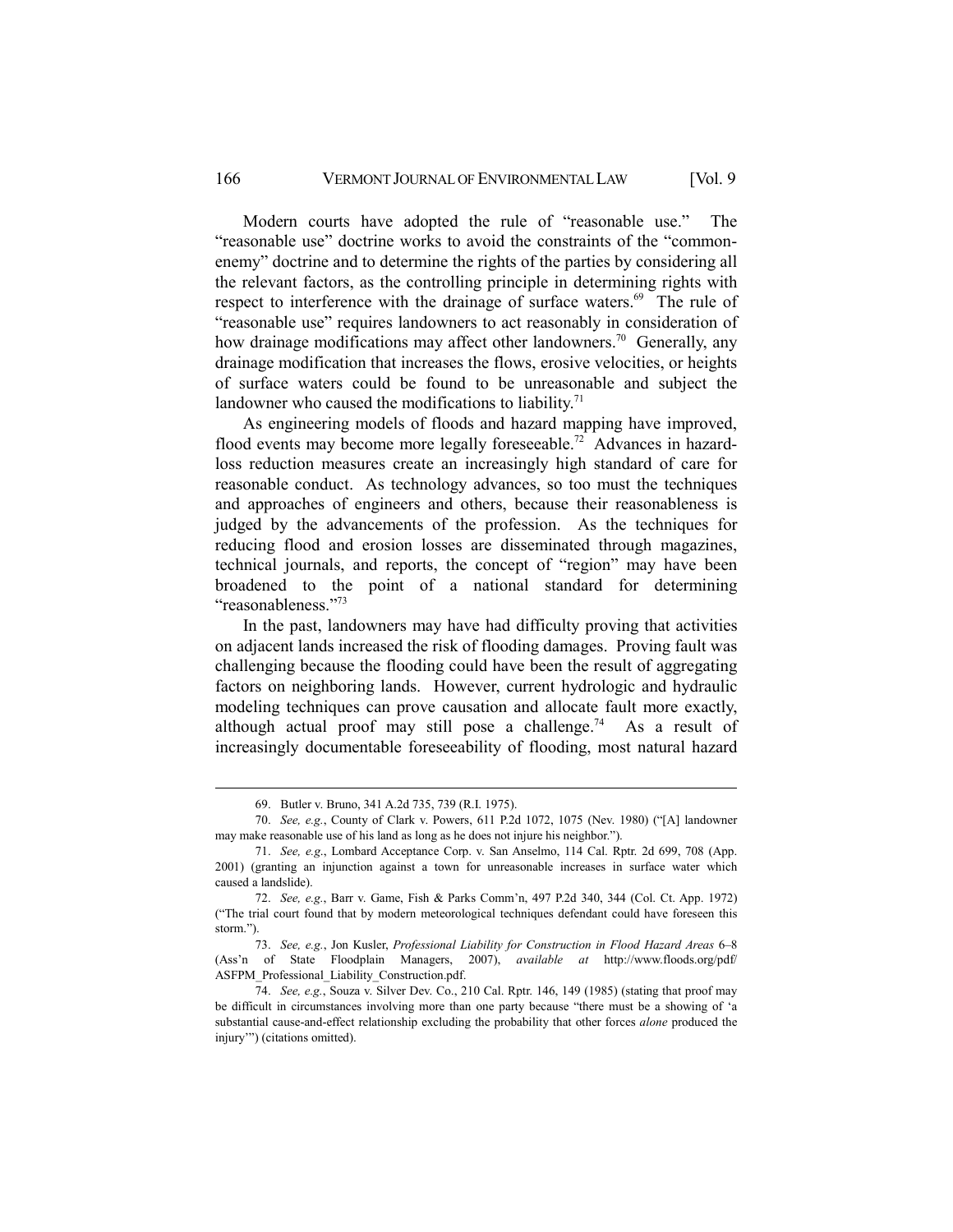Modern courts have adopted the rule of "reasonable use." The "reasonable use" doctrine works to avoid the constraints of the "common-enemy" doctrine and to determine the rights of the parties by considering all the relevant factors, as the controlling principle in determining rights with respect to interference with the drainage of surface waters.[69] The rule of "reasonable use" requires landowners to act reasonably in consideration of how drainage modifications may affect other landowners.[70] Generally, any drainage modification that increases the flows, erosive velocities, or heights of surface waters could be found to be unreasonable and subject the landowner who caused the modifications to liability.[71]

As engineering models of floods and hazard mapping have improved, flood events may become more legally foreseeable.[72] Advances in hazard-loss reduction measures create an increasingly high standard of care for reasonable conduct. As technology advances, so too must the techniques and approaches of engineers and others, because their reasonableness is judged by the advancements of the profession. As the techniques for reducing flood and erosion losses are disseminated through magazines, technical journals, and reports, the concept of "region" may have been broadened to the point of a national standard for determining "reasonableness."[73]

In the past, landowners may have had difficulty proving that activities on adjacent lands increased the risk of flooding damages. Proving fault was challenging because the flooding could have been the result of aggregating factors on neighboring lands. However, current hydrologic and hydraulic modeling techniques can prove causation and allocate fault more exactly, although actual proof may still pose a challenge.[74] As a result of increasingly documentable foreseeability of flooding, most natural hazard

---

69. Butler v. Bruno, 341 A.2d 735, 739 (R.I. 1975).

70. *See, e.g.*, County of Clark v. Powers, 611 P.2d 1072, 1075 (Nev. 1980) ("[A] landowner may make reasonable use of his land as long as he does not injure his neighbor.").

71. *See, e.g*., Lombard Acceptance Corp. v. San Anselmo, 114 Cal. Rptr. 2d 699, 708 (App. 2001) (granting an injunction against a town for unreasonable increases in surface water which caused a landslide).

72. *See, e.g.*, Barr v. Game, Fish & Parks Comm'n, 497 P.2d 340, 344 (Col. Ct. App. 1972) ("The trial court found that by modern meteorological techniques defendant could have foreseen this storm.").

73. *See, e.g.*, Jon Kusler, *Professional Liability for Construction in Flood Hazard Areas* 6–8 (Ass'n of State Floodplain Managers, 2007), *available at* http://www.floods.org/pdf/ASFPM_Professional_Liability_Construction.pdf.

74. *See, e.g.*, Souza v. Silver Dev. Co., 210 Cal. Rptr. 146, 149 (1985) (stating that proof may be difficult in circumstances involving more than one party because "there must be a showing of 'a substantial cause-and-effect relationship excluding the probability that other forces *alone* produced the injury'") (citations omitted).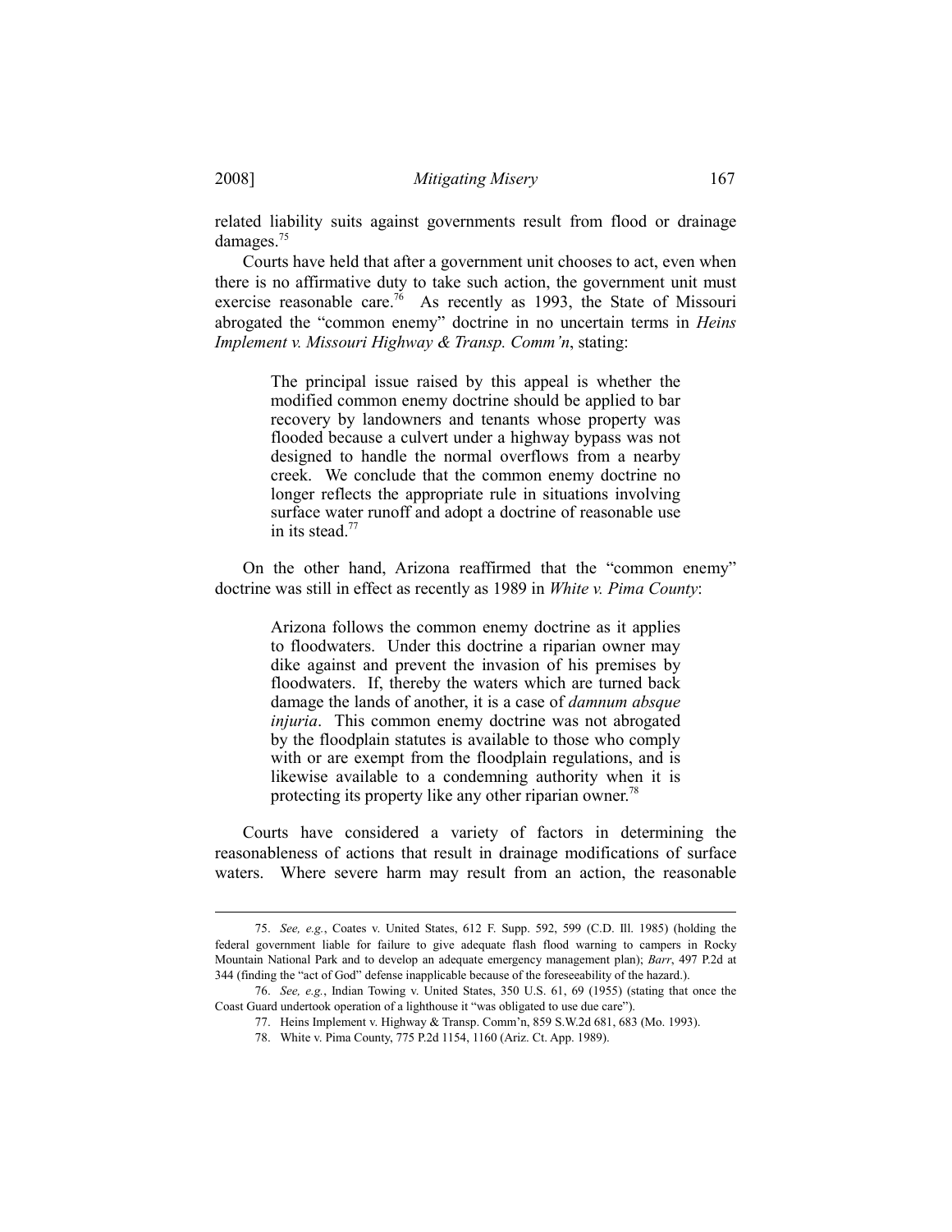related liability suits against governments result from flood or drainage damages.[75]

Courts have held that after a government unit chooses to act, even when there is no affirmative duty to take such action, the government unit must exercise reasonable care.[76] As recently as 1993, the State of Missouri abrogated the "common enemy" doctrine in no uncertain terms in *Heins Implement v. Missouri Highway & Transp. Comm'n*, stating:

> The principal issue raised by this appeal is whether the modified common enemy doctrine should be applied to bar recovery by landowners and tenants whose property was flooded because a culvert under a highway bypass was not designed to handle the normal overflows from a nearby creek. We conclude that the common enemy doctrine no longer reflects the appropriate rule in situations involving surface water runoff and adopt a doctrine of reasonable use in its stead.[77]

On the other hand, Arizona reaffirmed that the "common enemy" doctrine was still in effect as recently as 1989 in *White v. Pima County*:

> Arizona follows the common enemy doctrine as it applies to floodwaters. Under this doctrine a riparian owner may dike against and prevent the invasion of his premises by floodwaters. If, thereby the waters which are turned back damage the lands of another, it is a case of *damnum absque injuria*. This common enemy doctrine was not abrogated by the floodplain statutes is available to those who comply with or are exempt from the floodplain regulations, and is likewise available to a condemning authority when it is protecting its property like any other riparian owner.[78]

Courts have considered a variety of factors in determining the reasonableness of actions that result in drainage modifications of surface waters. Where severe harm may result from an action, the reasonable

---

75. *See, e.g.*, Coates v. United States, 612 F. Supp. 592, 599 (C.D. Ill. 1985) (holding the federal government liable for failure to give adequate flash flood warning to campers in Rocky Mountain National Park and to develop an adequate emergency management plan); *Barr*, 497 P.2d at 344 (finding the "act of God" defense inapplicable because of the foreseeability of the hazard.).

76. *See, e.g.*, Indian Towing v. United States, 350 U.S. 61, 69 (1955) (stating that once the Coast Guard undertook operation of a lighthouse it "was obligated to use due care").

77. Heins Implement v. Highway & Transp. Comm'n, 859 S.W.2d 681, 683 (Mo. 1993).

78. White v. Pima County, 775 P.2d 1154, 1160 (Ariz. Ct. App. 1989).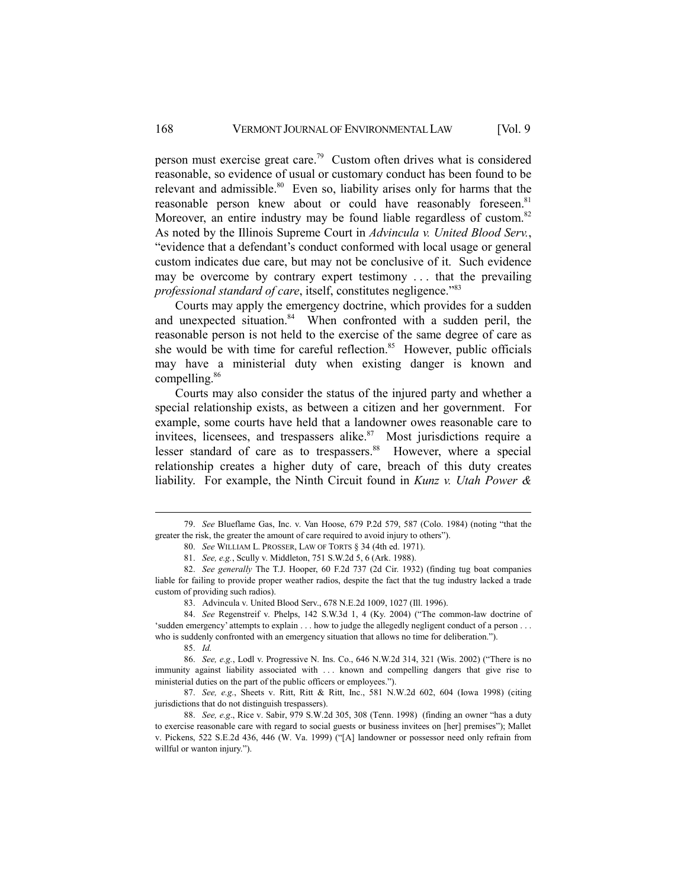person must exercise great care.[79] Custom often drives what is considered reasonable, so evidence of usual or customary conduct has been found to be relevant and admissible.[80] Even so, liability arises only for harms that the reasonable person knew about or could have reasonably foreseen.[81] Moreover, an entire industry may be found liable regardless of custom.[82] As noted by the Illinois Supreme Court in *Advincula v. United Blood Serv.*, "evidence that a defendant's conduct conformed with local usage or general custom indicates due care, but may not be conclusive of it. Such evidence may be overcome by contrary expert testimony . . . that the prevailing *professional standard of care*, itself, constitutes negligence."[83]

Courts may apply the emergency doctrine, which provides for a sudden and unexpected situation.[84] When confronted with a sudden peril, the reasonable person is not held to the exercise of the same degree of care as she would be with time for careful reflection.[85] However, public officials may have a ministerial duty when existing danger is known and compelling.[86]

Courts may also consider the status of the injured party and whether a special relationship exists, as between a citizen and her government. For example, some courts have held that a landowner owes reasonable care to invitees, licensees, and trespassers alike.[87] Most jurisdictions require a lesser standard of care as to trespassers.[88] However, where a special relationship creates a higher duty of care, breach of this duty creates liability. For example, the Ninth Circuit found in *Kunz v. Utah Power &*

---

79. *See* Blueflame Gas, Inc. v. Van Hoose, 679 P.2d 579, 587 (Colo. 1984) (noting "that the greater the risk, the greater the amount of care required to avoid injury to others").

80. *See* WILLIAM L. PROSSER, LAW OF TORTS § 34 (4th ed. 1971).

81. *See, e.g.*, Scully v. Middleton, 751 S.W.2d 5, 6 (Ark. 1988).

82. *See generally* The T.J. Hooper, 60 F.2d 737 (2d Cir. 1932) (finding tug boat companies liable for failing to provide proper weather radios, despite the fact that the tug industry lacked a trade custom of providing such radios).

83. Advincula v. United Blood Serv., 678 N.E.2d 1009, 1027 (Ill. 1996).

84. *See* Regenstreif v. Phelps, 142 S.W.3d 1, 4 (Ky. 2004) ("The common-law doctrine of 'sudden emergency' attempts to explain . . . how to judge the allegedly negligent conduct of a person . . . who is suddenly confronted with an emergency situation that allows no time for deliberation.").

85. *Id.*

86. *See, e.g.*, Lodl v. Progressive N. Ins. Co., 646 N.W.2d 314, 321 (Wis. 2002) ("There is no immunity against liability associated with . . . known and compelling dangers that give rise to ministerial duties on the part of the public officers or employees.").

87. *See, e.g.*, Sheets v. Ritt, Ritt & Ritt, Inc., 581 N.W.2d 602, 604 (Iowa 1998) (citing jurisdictions that do not distinguish trespassers).

88. *See, e.g.*, Rice v. Sabir, 979 S.W.2d 305, 308 (Tenn. 1998) (finding an owner "has a duty to exercise reasonable care with regard to social guests or business invitees on [her] premises"); Mallet v. Pickens, 522 S.E.2d 436, 446 (W. Va. 1999) ("[A] landowner or possessor need only refrain from willful or wanton injury.").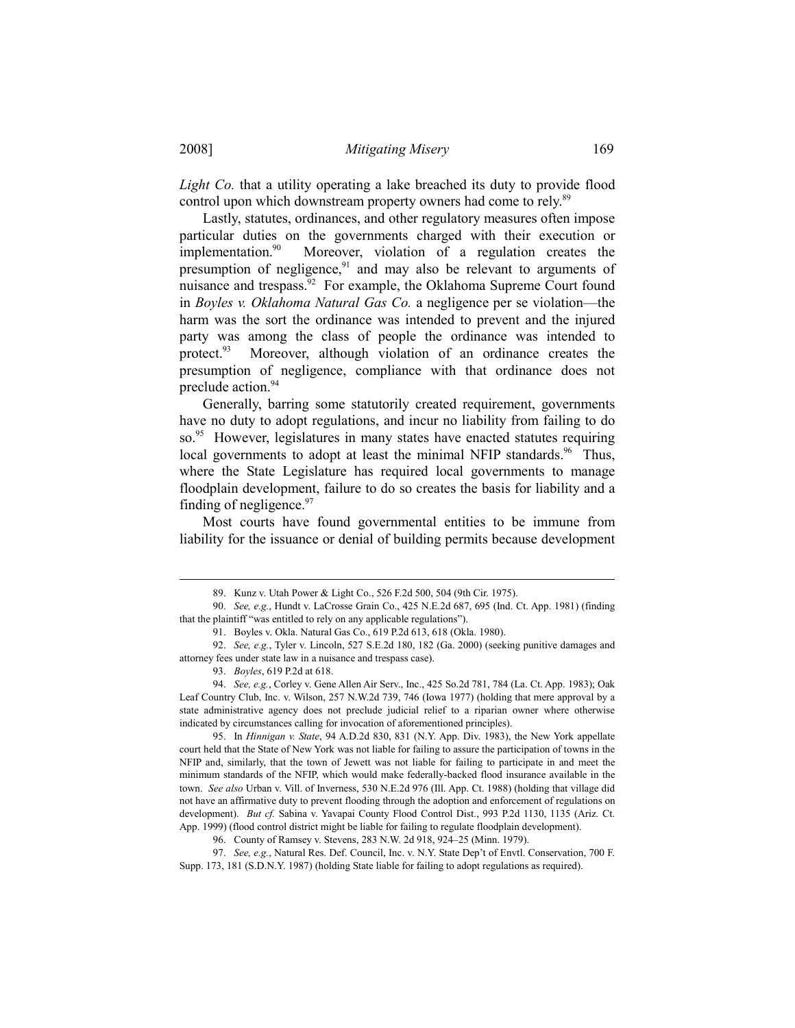*Light Co.* that a utility operating a lake breached its duty to provide flood control upon which downstream property owners had come to rely.[89]

Lastly, statutes, ordinances, and other regulatory measures often impose particular duties on the governments charged with their execution or implementation.[90] Moreover, violation of a regulation creates the presumption of negligence,[91] and may also be relevant to arguments of nuisance and trespass.[92] For example, the Oklahoma Supreme Court found in *Boyles v. Oklahoma Natural Gas Co.* a negligence per se violation—the harm was the sort the ordinance was intended to prevent and the injured party was among the class of people the ordinance was intended to protect.[93] Moreover, although violation of an ordinance creates the presumption of negligence, compliance with that ordinance does not preclude action.[94]

Generally, barring some statutorily created requirement, governments have no duty to adopt regulations, and incur no liability from failing to do so.[95] However, legislatures in many states have enacted statutes requiring local governments to adopt at least the minimal NFIP standards.[96] Thus, where the State Legislature has required local governments to manage floodplain development, failure to do so creates the basis for liability and a finding of negligence.[97]

Most courts have found governmental entities to be immune from liability for the issuance or denial of building permits because development

---

89. Kunz v. Utah Power & Light Co., 526 F.2d 500, 504 (9th Cir. 1975).

90. *See, e.g.*, Hundt v. LaCrosse Grain Co., 425 N.E.2d 687, 695 (Ind. Ct. App. 1981) (finding that the plaintiff "was entitled to rely on any applicable regulations").

91. Boyles v. Okla. Natural Gas Co., 619 P.2d 613, 618 (Okla. 1980).

92. *See, e.g.*, Tyler v. Lincoln, 527 S.E.2d 180, 182 (Ga. 2000) (seeking punitive damages and attorney fees under state law in a nuisance and trespass case).

93. *Boyles*, 619 P.2d at 618.

94. *See, e.g.*, Corley v. Gene Allen Air Serv., Inc., 425 So.2d 781, 784 (La. Ct. App. 1983); Oak Leaf Country Club, Inc. v. Wilson, 257 N.W.2d 739, 746 (Iowa 1977) (holding that mere approval by a state administrative agency does not preclude judicial relief to a riparian owner where otherwise indicated by circumstances calling for invocation of aforementioned principles).

95. In *Hinnigan v. State*, 94 A.D.2d 830, 831 (N.Y. App. Div. 1983), the New York appellate court held that the State of New York was not liable for failing to assure the participation of towns in the NFIP and, similarly, that the town of Jewett was not liable for failing to participate in and meet the minimum standards of the NFIP, which would make federally-backed flood insurance available in the town. *See also* Urban v. Vill. of Inverness, 530 N.E.2d 976 (Ill. App. Ct. 1988) (holding that village did not have an affirmative duty to prevent flooding through the adoption and enforcement of regulations on development). *But cf.* Sabina v. Yavapai County Flood Control Dist., 993 P.2d 1130, 1135 (Ariz. Ct. App. 1999) (flood control district might be liable for failing to regulate floodplain development).

96. County of Ramsey v. Stevens, 283 N.W. 2d 918, 924–25 (Minn. 1979).

97. *See, e.g.*, Natural Res. Def. Council, Inc. v. N.Y. State Dep't of Envtl. Conservation, 700 F. Supp. 173, 181 (S.D.N.Y. 1987) (holding State liable for failing to adopt regulations as required).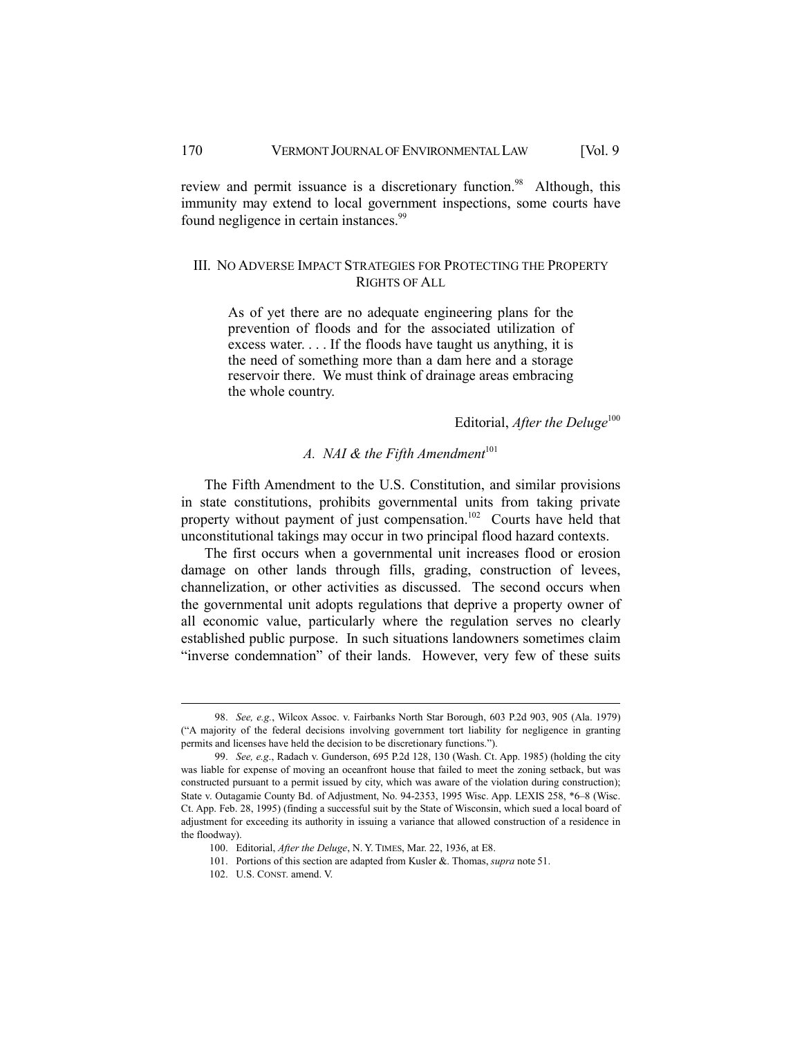review and permit issuance is a discretionary function.[98] Although, this immunity may extend to local government inspections, some courts have found negligence in certain instances.[99]

## III. NO ADVERSE IMPACT STRATEGIES FOR PROTECTING THE PROPERTY RIGHTS OF ALL

> As of yet there are no adequate engineering plans for the prevention of floods and for the associated utilization of excess water. . . . If the floods have taught us anything, it is the need of something more than a dam here and a storage reservoir there. We must think of drainage areas embracing the whole country.
>
> Editorial, *After the Deluge*[100]

### *A. NAI & the Fifth Amendment*[101]

The Fifth Amendment to the U.S. Constitution, and similar provisions in state constitutions, prohibits governmental units from taking private property without payment of just compensation.[102] Courts have held that unconstitutional takings may occur in two principal flood hazard contexts.

The first occurs when a governmental unit increases flood or erosion damage on other lands through fills, grading, construction of levees, channelization, or other activities as discussed. The second occurs when the governmental unit adopts regulations that deprive a property owner of all economic value, particularly where the regulation serves no clearly established public purpose. In such situations landowners sometimes claim "inverse condemnation" of their lands. However, very few of these suits

---

98. *See, e.g.*, Wilcox Assoc. v. Fairbanks North Star Borough, 603 P.2d 903, 905 (Ala. 1979) ("A majority of the federal decisions involving government tort liability for negligence in granting permits and licenses have held the decision to be discretionary functions.").

99. *See, e.g.*, Radach v. Gunderson, 695 P.2d 128, 130 (Wash. Ct. App. 1985) (holding the city was liable for expense of moving an oceanfront house that failed to meet the zoning setback, but was constructed pursuant to a permit issued by city, which was aware of the violation during construction); State v. Outagamie County Bd. of Adjustment, No. 94-2353, 1995 Wisc. App. LEXIS 258, *6–8 (Wisc. Ct. App. Feb. 28, 1995) (finding a successful suit by the State of Wisconsin, which sued a local board of adjustment for exceeding its authority in issuing a variance that allowed construction of a residence in the floodway).

100. Editorial, *After the Deluge*, N. Y. TIMES, Mar. 22, 1936, at E8.

101. Portions of this section are adapted from Kusler &. Thomas, *supra* note 51.

102. U.S. CONST. amend. V.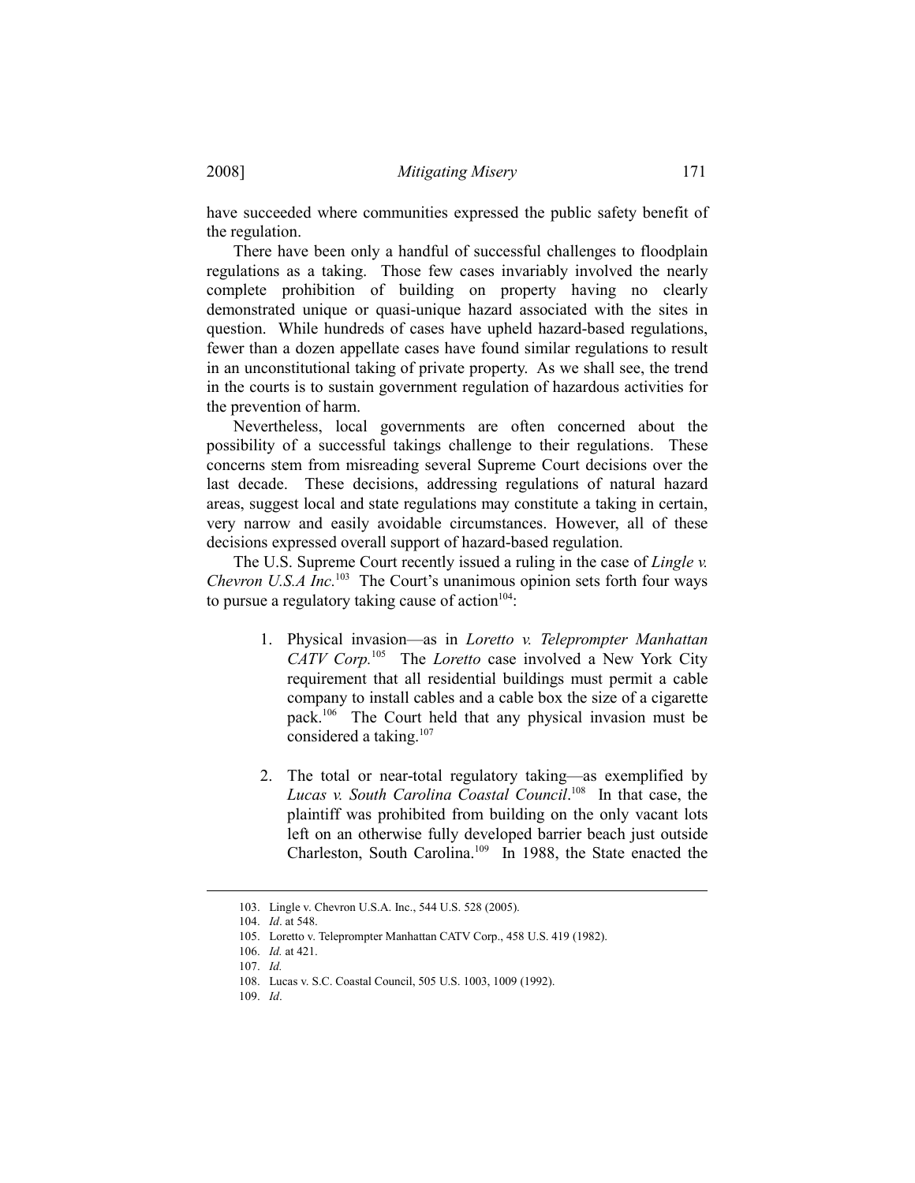have succeeded where communities expressed the public safety benefit of the regulation.

There have been only a handful of successful challenges to floodplain regulations as a taking. Those few cases invariably involved the nearly complete prohibition of building on property having no clearly demonstrated unique or quasi-unique hazard associated with the sites in question. While hundreds of cases have upheld hazard-based regulations, fewer than a dozen appellate cases have found similar regulations to result in an unconstitutional taking of private property. As we shall see, the trend in the courts is to sustain government regulation of hazardous activities for the prevention of harm.

Nevertheless, local governments are often concerned about the possibility of a successful takings challenge to their regulations. These concerns stem from misreading several Supreme Court decisions over the last decade. These decisions, addressing regulations of natural hazard areas, suggest local and state regulations may constitute a taking in certain, very narrow and easily avoidable circumstances. However, all of these decisions expressed overall support of hazard-based regulation.

The U.S. Supreme Court recently issued a ruling in the case of *Lingle v. Chevron U.S.A Inc.*[103] The Court's unanimous opinion sets forth four ways to pursue a regulatory taking cause of action[104]:

1. Physical invasion—as in *Loretto v. Teleprompter Manhattan CATV Corp.*[105] The *Loretto* case involved a New York City requirement that all residential buildings must permit a cable company to install cables and a cable box the size of a cigarette pack.[106] The Court held that any physical invasion must be considered a taking.[107]

2. The total or near-total regulatory taking—as exemplified by *Lucas v. South Carolina Coastal Council*.[108] In that case, the plaintiff was prohibited from building on the only vacant lots left on an otherwise fully developed barrier beach just outside Charleston, South Carolina.[109] In 1988, the State enacted the

---

103. Lingle v. Chevron U.S.A. Inc., 544 U.S. 528 (2005).

104. *Id*. at 548.

105. Loretto v. Teleprompter Manhattan CATV Corp., 458 U.S. 419 (1982).

106. *Id.* at 421.

107. *Id.*

108. Lucas v. S.C. Coastal Council, 505 U.S. 1003, 1009 (1992).

109. *Id*.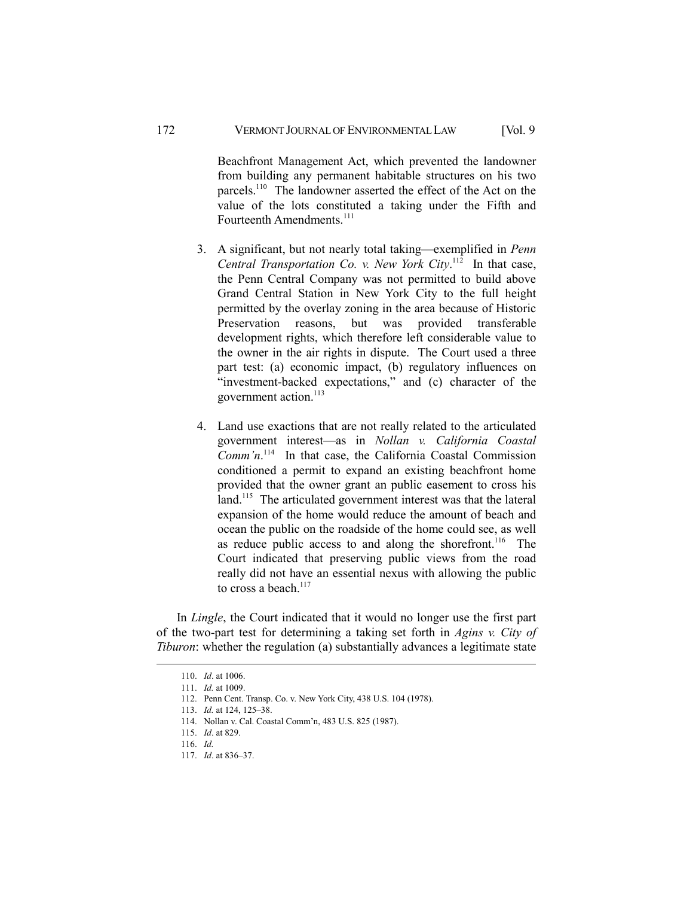Beachfront Management Act, which prevented the landowner from building any permanent habitable structures on his two parcels.[110] The landowner asserted the effect of the Act on the value of the lots constituted a taking under the Fifth and Fourteenth Amendments.[111]

3. A significant, but not nearly total taking—exemplified in *Penn Central Transportation Co. v. New York City*.[112] In that case, the Penn Central Company was not permitted to build above Grand Central Station in New York City to the full height permitted by the overlay zoning in the area because of Historic Preservation reasons, but was provided transferable development rights, which therefore left considerable value to the owner in the air rights in dispute. The Court used a three part test: (a) economic impact, (b) regulatory influences on "investment-backed expectations," and (c) character of the government action.[113]

4. Land use exactions that are not really related to the articulated government interest—as in *Nollan v. California Coastal Comm'n*.[114] In that case, the California Coastal Commission conditioned a permit to expand an existing beachfront home provided that the owner grant an public easement to cross his land.[115] The articulated government interest was that the lateral expansion of the home would reduce the amount of beach and ocean the public on the roadside of the home could see, as well as reduce public access to and along the shorefront.[116] The Court indicated that preserving public views from the road really did not have an essential nexus with allowing the public to cross a beach.[117]

In *Lingle*, the Court indicated that it would no longer use the first part of the two-part test for determining a taking set forth in *Agins v. City of Tiburon*: whether the regulation (a) substantially advances a legitimate state

110. *Id*. at 1006.
111. *Id.* at 1009.
112. Penn Cent. Transp. Co. v. New York City, 438 U.S. 104 (1978).
113. *Id.* at 124, 125–38.
114. Nollan v. Cal. Coastal Comm'n, 483 U.S. 825 (1987).
115. *Id*. at 829.
116. *Id.*
117. *Id*. at 836–37.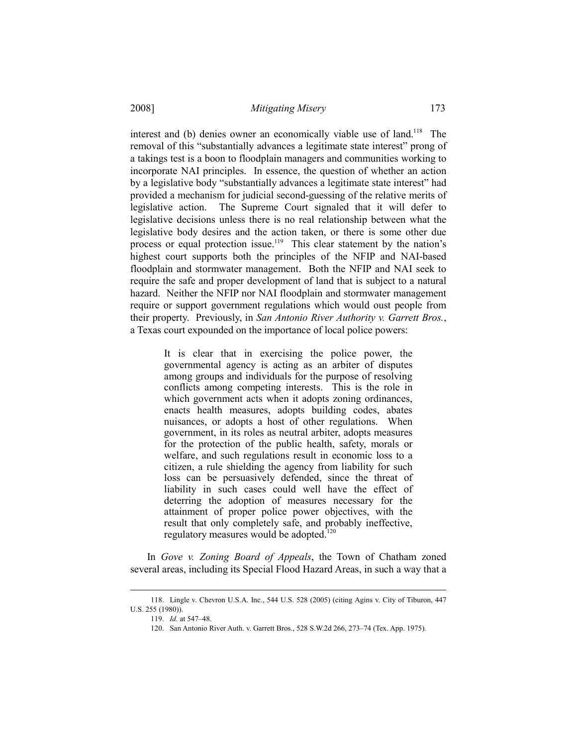interest and (b) denies owner an economically viable use of land.[118] The removal of this "substantially advances a legitimate state interest" prong of a takings test is a boon to floodplain managers and communities working to incorporate NAI principles. In essence, the question of whether an action by a legislative body "substantially advances a legitimate state interest" had provided a mechanism for judicial second-guessing of the relative merits of legislative action. The Supreme Court signaled that it will defer to legislative decisions unless there is no real relationship between what the legislative body desires and the action taken, or there is some other due process or equal protection issue.[119] This clear statement by the nation's highest court supports both the principles of the NFIP and NAI-based floodplain and stormwater management. Both the NFIP and NAI seek to require the safe and proper development of land that is subject to a natural hazard. Neither the NFIP nor NAI floodplain and stormwater management require or support government regulations which would oust people from their property. Previously, in *San Antonio River Authority v. Garrett Bros.*, a Texas court expounded on the importance of local police powers:

> It is clear that in exercising the police power, the governmental agency is acting as an arbiter of disputes among groups and individuals for the purpose of resolving conflicts among competing interests. This is the role in which government acts when it adopts zoning ordinances, enacts health measures, adopts building codes, abates nuisances, or adopts a host of other regulations. When government, in its roles as neutral arbiter, adopts measures for the protection of the public health, safety, morals or welfare, and such regulations result in economic loss to a citizen, a rule shielding the agency from liability for such loss can be persuasively defended, since the threat of liability in such cases could well have the effect of deterring the adoption of measures necessary for the attainment of proper police power objectives, with the result that only completely safe, and probably ineffective, regulatory measures would be adopted.[120]

In *Gove v. Zoning Board of Appeals*, the Town of Chatham zoned several areas, including its Special Flood Hazard Areas, in such a way that a

---

118. Lingle v. Chevron U.S.A. Inc., 544 U.S. 528 (2005) (citing Agins v. City of Tiburon, 447 U.S. 255 (1980)).

119. *Id.* at 547–48.

120. San Antonio River Auth. v. Garrett Bros., 528 S.W.2d 266, 273–74 (Tex. App. 1975).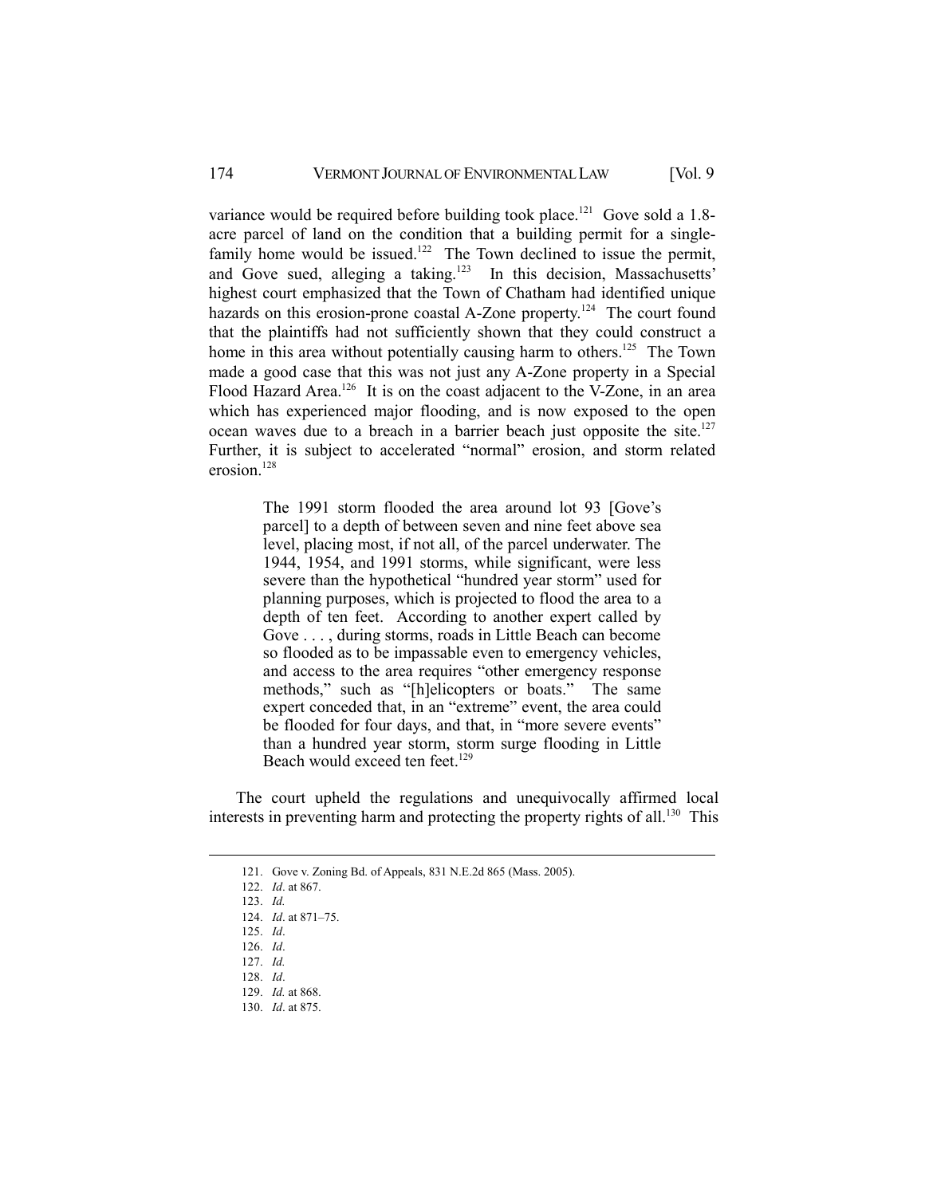variance would be required before building took place.[121] Gove sold a 1.8-acre parcel of land on the condition that a building permit for a single-family home would be issued.[122] The Town declined to issue the permit, and Gove sued, alleging a taking.[123] In this decision, Massachusetts' highest court emphasized that the Town of Chatham had identified unique hazards on this erosion-prone coastal A-Zone property.[124] The court found that the plaintiffs had not sufficiently shown that they could construct a home in this area without potentially causing harm to others.[125] The Town made a good case that this was not just any A-Zone property in a Special Flood Hazard Area.[126] It is on the coast adjacent to the V-Zone, in an area which has experienced major flooding, and is now exposed to the open ocean waves due to a breach in a barrier beach just opposite the site.[127] Further, it is subject to accelerated "normal" erosion, and storm related erosion.[128]

> The 1991 storm flooded the area around lot 93 [Gove's parcel] to a depth of between seven and nine feet above sea level, placing most, if not all, of the parcel underwater. The 1944, 1954, and 1991 storms, while significant, were less severe than the hypothetical "hundred year storm" used for planning purposes, which is projected to flood the area to a depth of ten feet. According to another expert called by Gove . . . , during storms, roads in Little Beach can become so flooded as to be impassable even to emergency vehicles, and access to the area requires "other emergency response methods," such as "[h]elicopters or boats." The same expert conceded that, in an "extreme" event, the area could be flooded for four days, and that, in "more severe events" than a hundred year storm, storm surge flooding in Little Beach would exceed ten feet.[129]

The court upheld the regulations and unequivocally affirmed local interests in preventing harm and protecting the property rights of all.[130] This

---

121. Gove v. Zoning Bd. of Appeals, 831 N.E.2d 865 (Mass. 2005).

122. *Id*. at 867.

123. *Id.*

124. *Id*. at 871–75.

125. *Id*.

126. *Id*.

127. *Id.*

128. *Id*.

129. *Id.* at 868.

130. *Id*. at 875.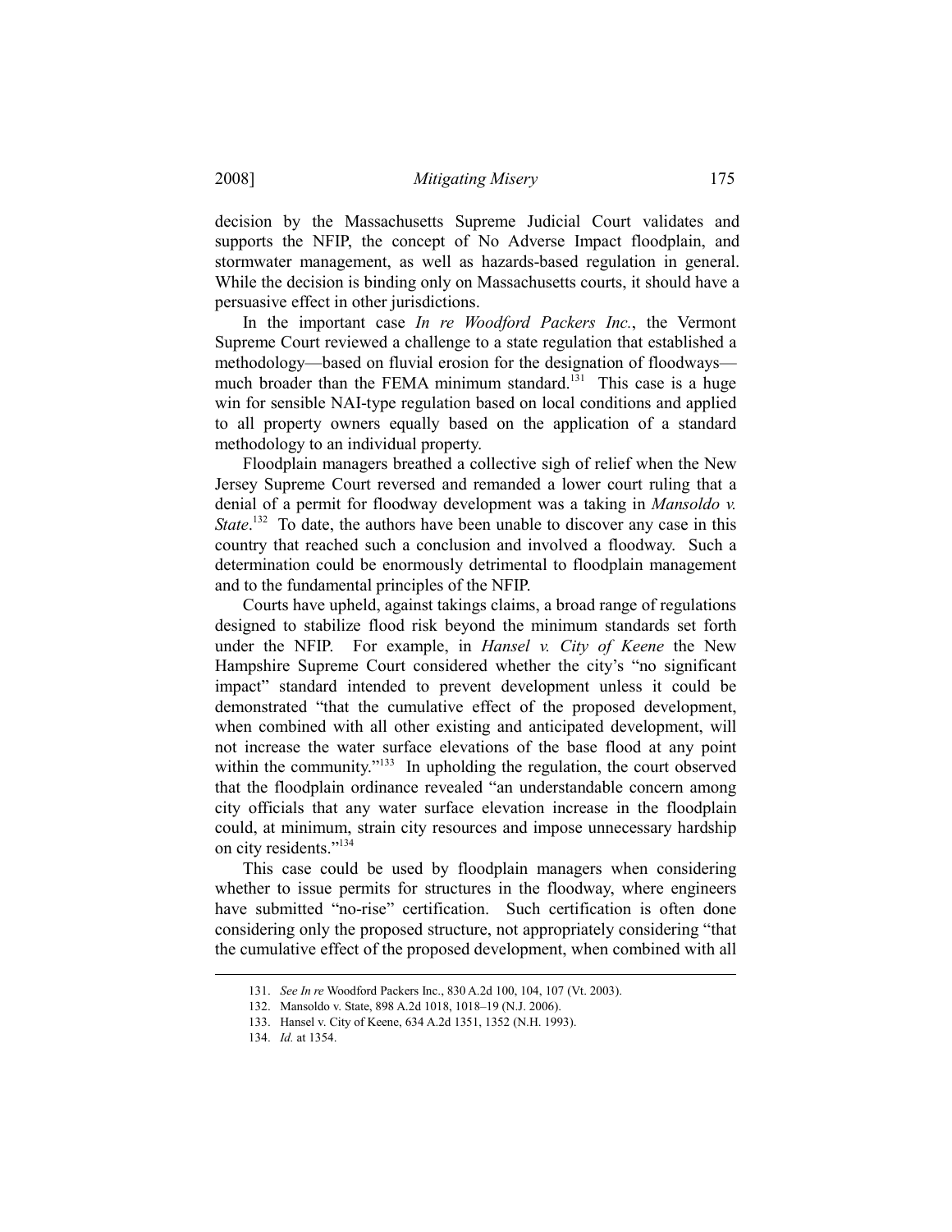decision by the Massachusetts Supreme Judicial Court validates and supports the NFIP, the concept of No Adverse Impact floodplain, and stormwater management, as well as hazards-based regulation in general. While the decision is binding only on Massachusetts courts, it should have a persuasive effect in other jurisdictions.

In the important case *In re Woodford Packers Inc.*, the Vermont Supreme Court reviewed a challenge to a state regulation that established a methodology—based on fluvial erosion for the designation of floodways—much broader than the FEMA minimum standard.[131] This case is a huge win for sensible NAI-type regulation based on local conditions and applied to all property owners equally based on the application of a standard methodology to an individual property.

Floodplain managers breathed a collective sigh of relief when the New Jersey Supreme Court reversed and remanded a lower court ruling that a denial of a permit for floodway development was a taking in *Mansoldo v. State*.[132] To date, the authors have been unable to discover any case in this country that reached such a conclusion and involved a floodway. Such a determination could be enormously detrimental to floodplain management and to the fundamental principles of the NFIP.

Courts have upheld, against takings claims, a broad range of regulations designed to stabilize flood risk beyond the minimum standards set forth under the NFIP. For example, in *Hansel v. City of Keene* the New Hampshire Supreme Court considered whether the city's "no significant impact" standard intended to prevent development unless it could be demonstrated "that the cumulative effect of the proposed development, when combined with all other existing and anticipated development, will not increase the water surface elevations of the base flood at any point within the community."[133] In upholding the regulation, the court observed that the floodplain ordinance revealed "an understandable concern among city officials that any water surface elevation increase in the floodplain could, at minimum, strain city resources and impose unnecessary hardship on city residents."[134]

This case could be used by floodplain managers when considering whether to issue permits for structures in the floodway, where engineers have submitted "no-rise" certification. Such certification is often done considering only the proposed structure, not appropriately considering "that the cumulative effect of the proposed development, when combined with all

131. *See In re* Woodford Packers Inc., 830 A.2d 100, 104, 107 (Vt. 2003).

132. Mansoldo v. State, 898 A.2d 1018, 1018–19 (N.J. 2006).

133. Hansel v. City of Keene, 634 A.2d 1351, 1352 (N.H. 1993).

134. *Id.* at 1354.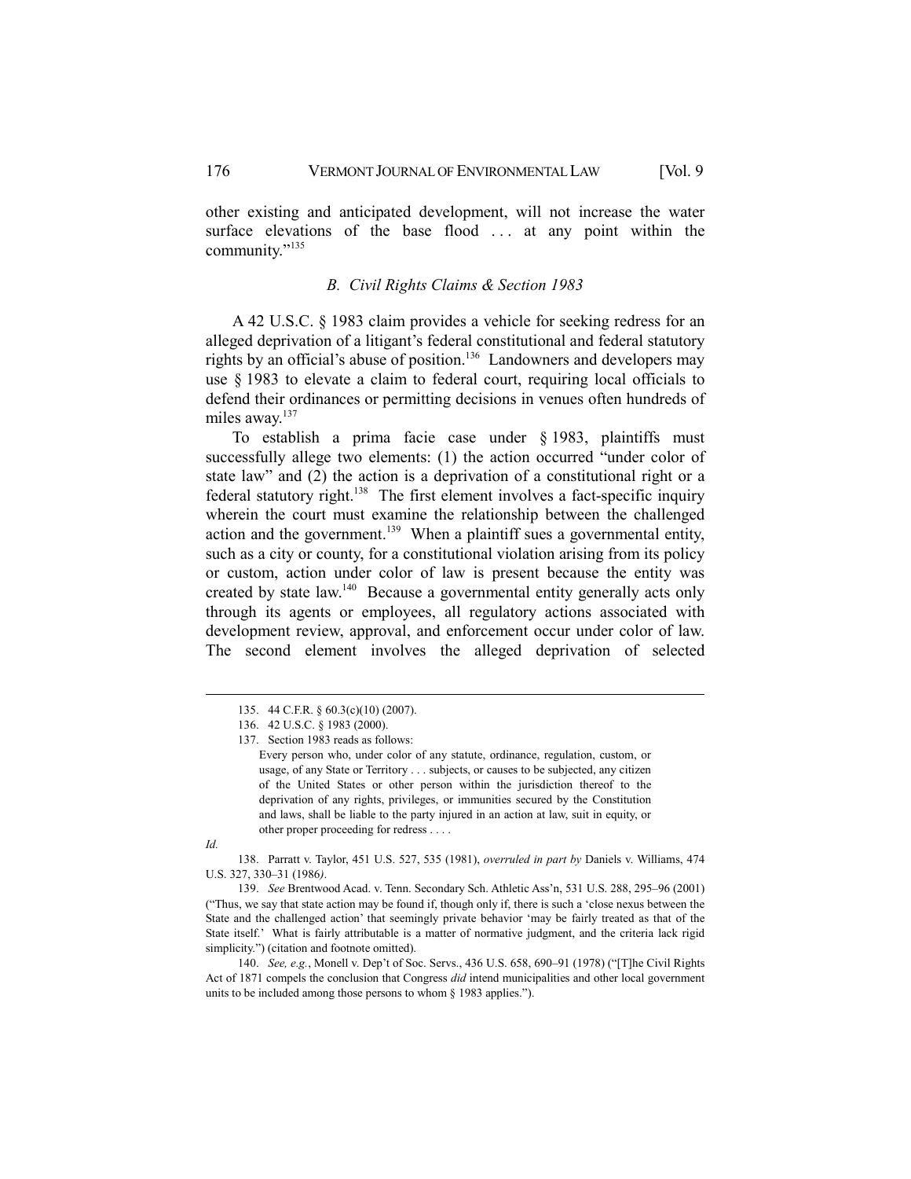other existing and anticipated development, will not increase the water surface elevations of the base flood . . . at any point within the community."[135]

### *B. Civil Rights Claims & Section 1983*

A 42 U.S.C. § 1983 claim provides a vehicle for seeking redress for an alleged deprivation of a litigant's federal constitutional and federal statutory rights by an official's abuse of position.[136] Landowners and developers may use § 1983 to elevate a claim to federal court, requiring local officials to defend their ordinances or permitting decisions in venues often hundreds of miles away.[137]

To establish a prima facie case under § 1983, plaintiffs must successfully allege two elements: (1) the action occurred "under color of state law" and (2) the action is a deprivation of a constitutional right or a federal statutory right.[138] The first element involves a fact-specific inquiry wherein the court must examine the relationship between the challenged action and the government.[139] When a plaintiff sues a governmental entity, such as a city or county, for a constitutional violation arising from its policy or custom, action under color of law is present because the entity was created by state law.[140] Because a governmental entity generally acts only through its agents or employees, all regulatory actions associated with development review, approval, and enforcement occur under color of law. The second element involves the alleged deprivation of selected

---

135. 44 C.F.R. § 60.3(c)(10) (2007).

136. 42 U.S.C. § 1983 (2000).

137. Section 1983 reads as follows:

> Every person who, under color of any statute, ordinance, regulation, custom, or usage, of any State or Territory . . . subjects, or causes to be subjected, any citizen of the United States or other person within the jurisdiction thereof to the deprivation of any rights, privileges, or immunities secured by the Constitution and laws, shall be liable to the party injured in an action at law, suit in equity, or other proper proceeding for redress . . . .

*Id.*

138. Parratt v. Taylor, 451 U.S. 527, 535 (1981), *overruled in part by* Daniels v. Williams, 474 U.S. 327, 330–31 (1986).

139. *See* Brentwood Acad. v. Tenn. Secondary Sch. Athletic Ass'n, 531 U.S. 288, 295–96 (2001) ("Thus, we say that state action may be found if, though only if, there is such a 'close nexus between the State and the challenged action' that seemingly private behavior 'may be fairly treated as that of the State itself.' What is fairly attributable is a matter of normative judgment, and the criteria lack rigid simplicity.") (citation and footnote omitted).

140. *See, e.g.*, Monell v. Dep't of Soc. Servs., 436 U.S. 658, 690–91 (1978) ("[T]he Civil Rights Act of 1871 compels the conclusion that Congress *did* intend municipalities and other local government units to be included among those persons to whom § 1983 applies.").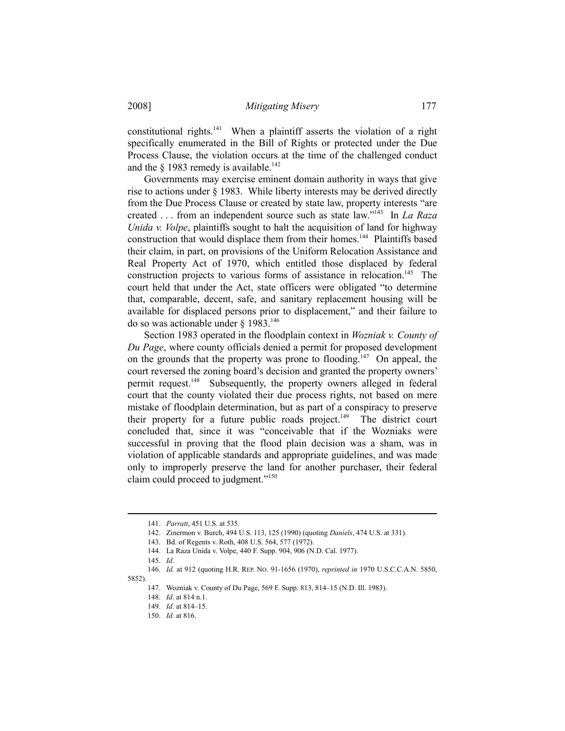constitutional rights.[141] When a plaintiff asserts the violation of a right specifically enumerated in the Bill of Rights or protected under the Due Process Clause, the violation occurs at the time of the challenged conduct and the § 1983 remedy is available.[142]

Governments may exercise eminent domain authority in ways that give rise to actions under § 1983. While liberty interests may be derived directly from the Due Process Clause or created by state law, property interests "are created . . . from an independent source such as state law."[143] In *La Raza Unida v. Volpe*, plaintiffs sought to halt the acquisition of land for highway construction that would displace them from their homes.[144] Plaintiffs based their claim, in part, on provisions of the Uniform Relocation Assistance and Real Property Act of 1970, which entitled those displaced by federal construction projects to various forms of assistance in relocation.[145] The court held that under the Act, state officers were obligated "to determine that, comparable, decent, safe, and sanitary replacement housing will be available for displaced persons prior to displacement," and their failure to do so was actionable under § 1983.[146]

Section 1983 operated in the floodplain context in *Wozniak v. County of Du Page*, where county officials denied a permit for proposed development on the grounds that the property was prone to flooding.[147] On appeal, the court reversed the zoning board's decision and granted the property owners' permit request.[148] Subsequently, the property owners alleged in federal court that the county violated their due process rights, not based on mere mistake of floodplain determination, but as part of a conspiracy to preserve their property for a future public roads project.[149] The district court concluded that, since it was "conceivable that if the Wozniaks were successful in proving that the flood plain decision was a sham, was in violation of applicable standards and appropriate guidelines, and was made only to improperly preserve the land for another purchaser, their federal claim could proceed to judgment."[150]

---

141. *Parratt*, 451 U.S. at 535.

142. Zinermon v. Burch, 494 U.S. 113, 125 (1990) (quoting *Daniels*, 474 U.S. at 331).

143. Bd. of Regents v. Roth, 408 U.S. 564, 577 (1972).

144. La Raza Unida v. Volpe, 440 F. Supp. 904, 906 (N.D. Cal. 1977).

145. *Id*.

146. *Id.* at 912 (quoting H.R. REP. NO. 91-1656 (1970), *reprinted in* 1970 U.S.C.C.A.N. 5850, 5852).

147. Wozniak v. County of Du Page, 569 F. Supp. 813, 814–15 (N.D. Ill. 1983).

148. *Id*. at 814 n.1.

149. *Id*. at 814–15.

150. *Id.* at 816.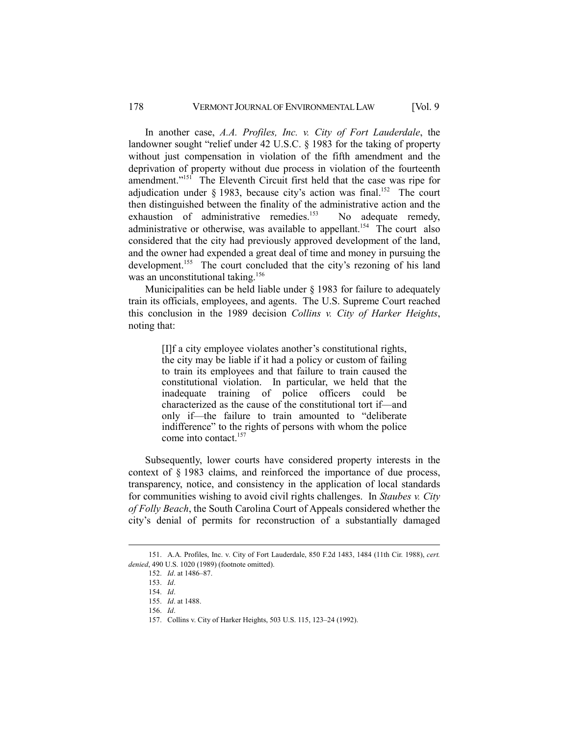In another case, *A.A. Profiles, Inc. v. City of Fort Lauderdale*, the landowner sought "relief under 42 U.S.C. § 1983 for the taking of property without just compensation in violation of the fifth amendment and the deprivation of property without due process in violation of the fourteenth amendment."[151] The Eleventh Circuit first held that the case was ripe for adjudication under § 1983, because city's action was final.[152] The court then distinguished between the finality of the administrative action and the exhaustion of administrative remedies.[153] No adequate remedy, administrative or otherwise, was available to appellant.[154] The court also considered that the city had previously approved development of the land, and the owner had expended a great deal of time and money in pursuing the development.[155] The court concluded that the city's rezoning of his land was an unconstitutional taking.[156]

Municipalities can be held liable under § 1983 for failure to adequately train its officials, employees, and agents. The U.S. Supreme Court reached this conclusion in the 1989 decision *Collins v. City of Harker Heights*, noting that:

> [I]f a city employee violates another's constitutional rights, the city may be liable if it had a policy or custom of failing to train its employees and that failure to train caused the constitutional violation. In particular, we held that the inadequate training of police officers could be characterized as the cause of the constitutional tort if—and only if—the failure to train amounted to "deliberate indifference" to the rights of persons with whom the police come into contact.[157]

Subsequently, lower courts have considered property interests in the context of § 1983 claims, and reinforced the importance of due process, transparency, notice, and consistency in the application of local standards for communities wishing to avoid civil rights challenges. In *Staubes v. City of Folly Beach*, the South Carolina Court of Appeals considered whether the city's denial of permits for reconstruction of a substantially damaged

---

151. A.A. Profiles, Inc. v. City of Fort Lauderdale, 850 F.2d 1483, 1484 (11th Cir. 1988), *cert. denied*, 490 U.S. 1020 (1989) (footnote omitted).

152. *Id*. at 1486–87.

153. *Id*.

154. *Id*.

155. *Id*. at 1488.

156. *Id*.

157. Collins v. City of Harker Heights, 503 U.S. 115, 123–24 (1992).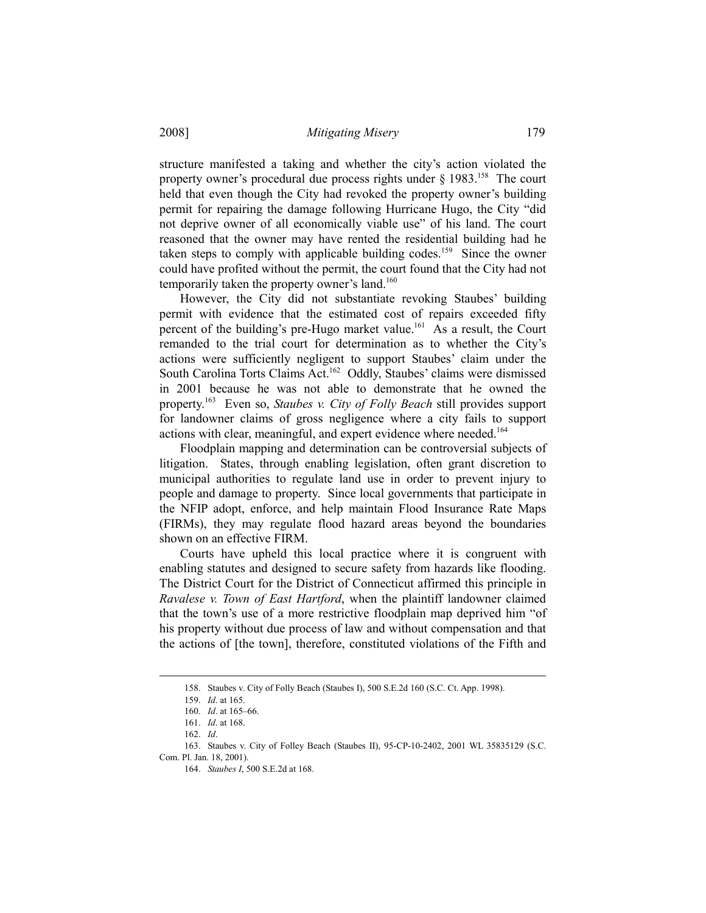structure manifested a taking and whether the city's action violated the property owner's procedural due process rights under § 1983.[158] The court held that even though the City had revoked the property owner's building permit for repairing the damage following Hurricane Hugo, the City "did not deprive owner of all economically viable use" of his land. The court reasoned that the owner may have rented the residential building had he taken steps to comply with applicable building codes.[159] Since the owner could have profited without the permit, the court found that the City had not temporarily taken the property owner's land.[160]

However, the City did not substantiate revoking Staubes' building permit with evidence that the estimated cost of repairs exceeded fifty percent of the building's pre-Hugo market value.[161] As a result, the Court remanded to the trial court for determination as to whether the City's actions were sufficiently negligent to support Staubes' claim under the South Carolina Torts Claims Act.[162] Oddly, Staubes' claims were dismissed in 2001 because he was not able to demonstrate that he owned the property.[163] Even so, *Staubes v. City of Folly Beach* still provides support for landowner claims of gross negligence where a city fails to support actions with clear, meaningful, and expert evidence where needed.[164]

Floodplain mapping and determination can be controversial subjects of litigation. States, through enabling legislation, often grant discretion to municipal authorities to regulate land use in order to prevent injury to people and damage to property. Since local governments that participate in the NFIP adopt, enforce, and help maintain Flood Insurance Rate Maps (FIRMs), they may regulate flood hazard areas beyond the boundaries shown on an effective FIRM.

Courts have upheld this local practice where it is congruent with enabling statutes and designed to secure safety from hazards like flooding. The District Court for the District of Connecticut affirmed this principle in *Ravalese v. Town of East Hartford*, when the plaintiff landowner claimed that the town's use of a more restrictive floodplain map deprived him "of his property without due process of law and without compensation and that the actions of [the town], therefore, constituted violations of the Fifth and

---

158. Staubes v. City of Folly Beach (Staubes I), 500 S.E.2d 160 (S.C. Ct. App. 1998).

159. *Id*. at 165.

160. *Id*. at 165–66.

161. *Id*. at 168.

162. *Id*.

163. Staubes v. City of Folley Beach (Staubes II), 95-CP-10-2402, 2001 WL 35835129 (S.C. Com. Pl. Jan. 18, 2001).

164. *Staubes I*, 500 S.E.2d at 168.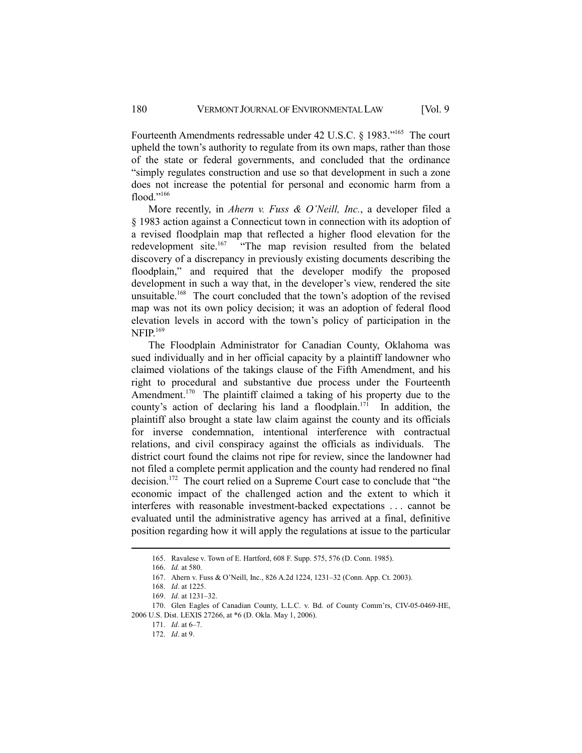Fourteenth Amendments redressable under 42 U.S.C. § 1983."[165] The court upheld the town's authority to regulate from its own maps, rather than those of the state or federal governments, and concluded that the ordinance "simply regulates construction and use so that development in such a zone does not increase the potential for personal and economic harm from a flood."[166]

More recently, in *Ahern v. Fuss & O'Neill, Inc.*, a developer filed a § 1983 action against a Connecticut town in connection with its adoption of a revised floodplain map that reflected a higher flood elevation for the redevelopment site.[167] "The map revision resulted from the belated discovery of a discrepancy in previously existing documents describing the floodplain," and required that the developer modify the proposed development in such a way that, in the developer's view, rendered the site unsuitable.[168] The court concluded that the town's adoption of the revised map was not its own policy decision; it was an adoption of federal flood elevation levels in accord with the town's policy of participation in the NFIP.[169]

The Floodplain Administrator for Canadian County, Oklahoma was sued individually and in her official capacity by a plaintiff landowner who claimed violations of the takings clause of the Fifth Amendment, and his right to procedural and substantive due process under the Fourteenth Amendment.[170] The plaintiff claimed a taking of his property due to the county's action of declaring his land a floodplain.[171] In addition, the plaintiff also brought a state law claim against the county and its officials for inverse condemnation, intentional interference with contractual relations, and civil conspiracy against the officials as individuals. The district court found the claims not ripe for review, since the landowner had not filed a complete permit application and the county had rendered no final decision.[172] The court relied on a Supreme Court case to conclude that "the economic impact of the challenged action and the extent to which it interferes with reasonable investment-backed expectations . . . cannot be evaluated until the administrative agency has arrived at a final, definitive position regarding how it will apply the regulations at issue to the particular

165. Ravalese v. Town of E. Hartford, 608 F. Supp. 575, 576 (D. Conn. 1985).

166. *Id.* at 580.

167. Ahern v. Fuss & O'Neill, Inc., 826 A.2d 1224, 1231–32 (Conn. App. Ct. 2003).

168. *Id*. at 1225.

169. *Id.* at 1231–32.

170. Glen Eagles of Canadian County, L.L.C. v. Bd. of County Comm'rs, CIV-05-0469-HE, 2006 U.S. Dist. LEXIS 27266, at *6 (D. Okla. May 1, 2006).

171. *Id*. at 6–7.

172. *Id*. at 9.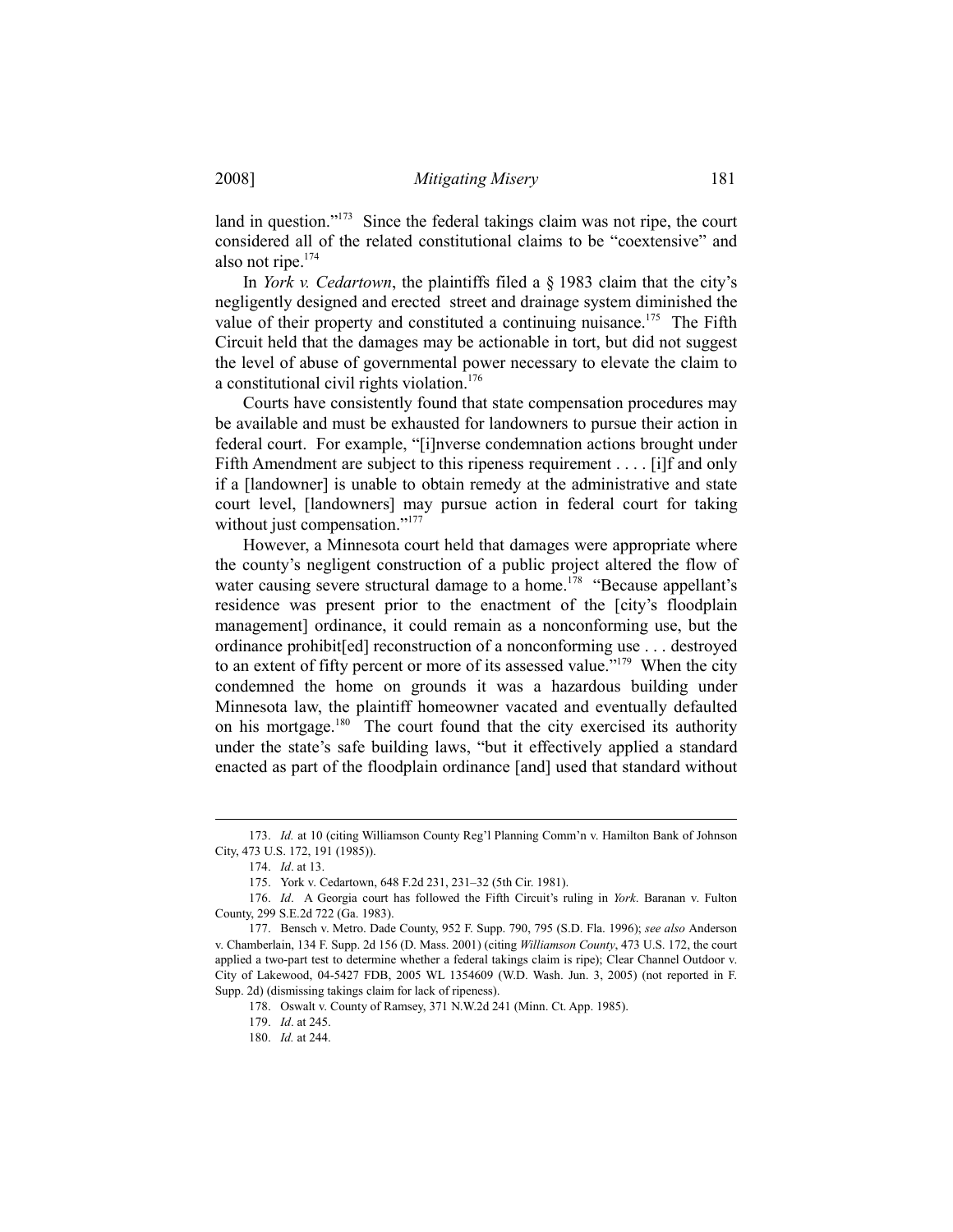land in question."[173] Since the federal takings claim was not ripe, the court considered all of the related constitutional claims to be "coextensive" and also not ripe.[174]

In *York v. Cedartown*, the plaintiffs filed a § 1983 claim that the city's negligently designed and erected street and drainage system diminished the value of their property and constituted a continuing nuisance.[175] The Fifth Circuit held that the damages may be actionable in tort, but did not suggest the level of abuse of governmental power necessary to elevate the claim to a constitutional civil rights violation.[176]

Courts have consistently found that state compensation procedures may be available and must be exhausted for landowners to pursue their action in federal court. For example, "[i]nverse condemnation actions brought under Fifth Amendment are subject to this ripeness requirement . . . . [i]f and only if a [landowner] is unable to obtain remedy at the administrative and state court level, [landowners] may pursue action in federal court for taking without just compensation."[177]

However, a Minnesota court held that damages were appropriate where the county's negligent construction of a public project altered the flow of water causing severe structural damage to a home.[178] "Because appellant's residence was present prior to the enactment of the [city's floodplain management] ordinance, it could remain as a nonconforming use, but the ordinance prohibit[ed] reconstruction of a nonconforming use . . . destroyed to an extent of fifty percent or more of its assessed value."[179] When the city condemned the home on grounds it was a hazardous building under Minnesota law, the plaintiff homeowner vacated and eventually defaulted on his mortgage.[180] The court found that the city exercised its authority under the state's safe building laws, "but it effectively applied a standard enacted as part of the floodplain ordinance [and] used that standard without

---

173. *Id.* at 10 (citing Williamson County Reg'l Planning Comm'n v. Hamilton Bank of Johnson City, 473 U.S. 172, 191 (1985)).

174. *Id*. at 13.

175. York v. Cedartown, 648 F.2d 231, 231–32 (5th Cir. 1981).

176. *Id*. A Georgia court has followed the Fifth Circuit's ruling in *York*. Baranan v. Fulton County, 299 S.E.2d 722 (Ga. 1983).

177. Bensch v. Metro. Dade County, 952 F. Supp. 790, 795 (S.D. Fla. 1996); *see also* Anderson v. Chamberlain, 134 F. Supp. 2d 156 (D. Mass. 2001) (citing *Williamson County*, 473 U.S. 172, the court applied a two-part test to determine whether a federal takings claim is ripe); Clear Channel Outdoor v. City of Lakewood, 04-5427 FDB, 2005 WL 1354609 (W.D. Wash. Jun. 3, 2005) (not reported in F. Supp. 2d) (dismissing takings claim for lack of ripeness).

178. Oswalt v. County of Ramsey, 371 N.W.2d 241 (Minn. Ct. App. 1985).

179. *Id*. at 245.

180. *Id.* at 244.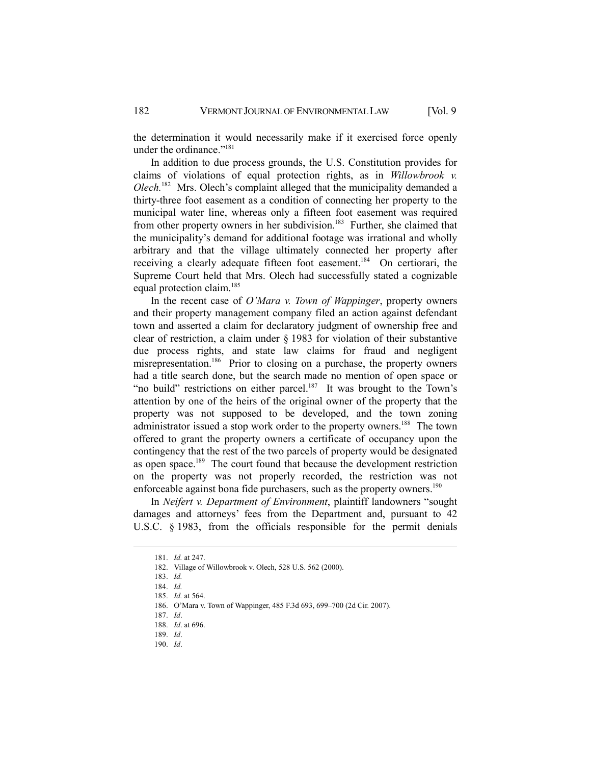the determination it would necessarily make if it exercised force openly under the ordinance."[181]

In addition to due process grounds, the U.S. Constitution provides for claims of violations of equal protection rights, as in *Willowbrook v. Olech.*[182] Mrs. Olech's complaint alleged that the municipality demanded a thirty-three foot easement as a condition of connecting her property to the municipal water line, whereas only a fifteen foot easement was required from other property owners in her subdivision.[183] Further, she claimed that the municipality's demand for additional footage was irrational and wholly arbitrary and that the village ultimately connected her property after receiving a clearly adequate fifteen foot easement.[184] On certiorari, the Supreme Court held that Mrs. Olech had successfully stated a cognizable equal protection claim.[185]

In the recent case of *O'Mara v. Town of Wappinger*, property owners and their property management company filed an action against defendant town and asserted a claim for declaratory judgment of ownership free and clear of restriction, a claim under § 1983 for violation of their substantive due process rights, and state law claims for fraud and negligent misrepresentation.[186] Prior to closing on a purchase, the property owners had a title search done, but the search made no mention of open space or "no build" restrictions on either parcel.[187] It was brought to the Town's attention by one of the heirs of the original owner of the property that the property was not supposed to be developed, and the town zoning administrator issued a stop work order to the property owners.[188] The town offered to grant the property owners a certificate of occupancy upon the contingency that the rest of the two parcels of property would be designated as open space.[189] The court found that because the development restriction on the property was not properly recorded, the restriction was not enforceable against bona fide purchasers, such as the property owners.[190]

In *Neifert v. Department of Environment*, plaintiff landowners "sought damages and attorneys' fees from the Department and, pursuant to 42 U.S.C. § 1983, from the officials responsible for the permit denials

---

181. *Id.* at 247.
182. Village of Willowbrook v. Olech, 528 U.S. 562 (2000).
183. *Id.*
184. *Id.*
185. *Id.* at 564.
186. O'Mara v. Town of Wappinger, 485 F.3d 693, 699–700 (2d Cir. 2007).
187. *Id*.
188. *Id*. at 696.
189. *Id*.
190. *Id*.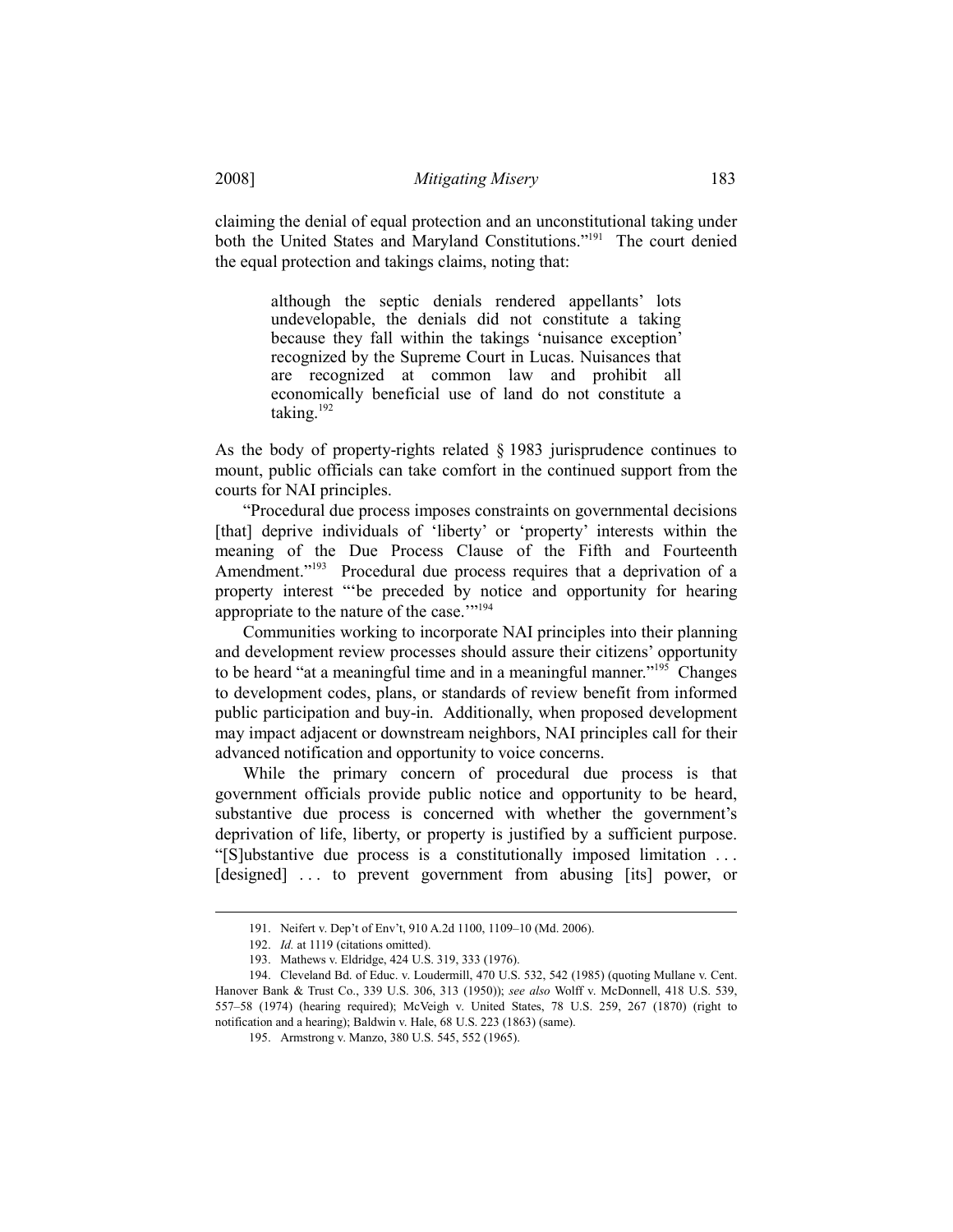claiming the denial of equal protection and an unconstitutional taking under both the United States and Maryland Constitutions."[191] The court denied the equal protection and takings claims, noting that:

> although the septic denials rendered appellants' lots undevelopable, the denials did not constitute a taking because they fall within the takings 'nuisance exception' recognized by the Supreme Court in Lucas. Nuisances that are recognized at common law and prohibit all economically beneficial use of land do not constitute a taking.[192]

As the body of property-rights related § 1983 jurisprudence continues to mount, public officials can take comfort in the continued support from the courts for NAI principles.

"Procedural due process imposes constraints on governmental decisions [that] deprive individuals of 'liberty' or 'property' interests within the meaning of the Due Process Clause of the Fifth and Fourteenth Amendment."[193] Procedural due process requires that a deprivation of a property interest "'be preceded by notice and opportunity for hearing appropriate to the nature of the case.'"[194]

Communities working to incorporate NAI principles into their planning and development review processes should assure their citizens' opportunity to be heard "at a meaningful time and in a meaningful manner."[195] Changes to development codes, plans, or standards of review benefit from informed public participation and buy-in. Additionally, when proposed development may impact adjacent or downstream neighbors, NAI principles call for their advanced notification and opportunity to voice concerns.

While the primary concern of procedural due process is that government officials provide public notice and opportunity to be heard, substantive due process is concerned with whether the government's deprivation of life, liberty, or property is justified by a sufficient purpose. "[S]ubstantive due process is a constitutionally imposed limitation . . . [designed] . . . to prevent government from abusing [its] power, or

---

191. Neifert v. Dep't of Env't, 910 A.2d 1100, 1109–10 (Md. 2006).

192. *Id.* at 1119 (citations omitted).

193. Mathews v. Eldridge, 424 U.S. 319, 333 (1976).

194. Cleveland Bd. of Educ. v. Loudermill, 470 U.S. 532, 542 (1985) (quoting Mullane v. Cent. Hanover Bank & Trust Co., 339 U.S. 306, 313 (1950)); *see also* Wolff v. McDonnell, 418 U.S. 539, 557–58 (1974) (hearing required); McVeigh v. United States, 78 U.S. 259, 267 (1870) (right to notification and a hearing); Baldwin v. Hale, 68 U.S. 223 (1863) (same).

195. Armstrong v. Manzo, 380 U.S. 545, 552 (1965).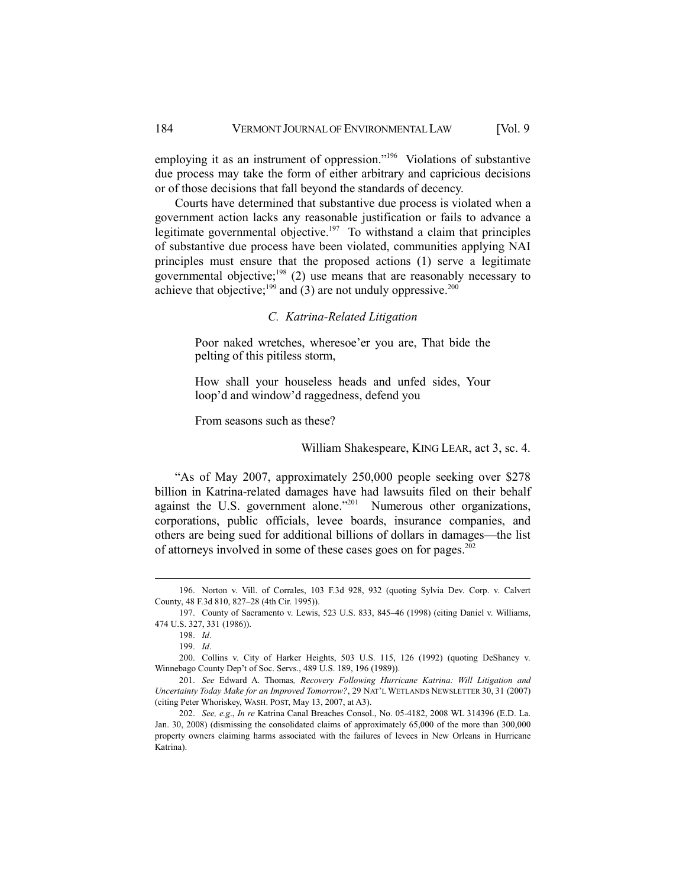employing it as an instrument of oppression."[196] Violations of substantive due process may take the form of either arbitrary and capricious decisions or of those decisions that fall beyond the standards of decency.

Courts have determined that substantive due process is violated when a government action lacks any reasonable justification or fails to advance a legitimate governmental objective.[197] To withstand a claim that principles of substantive due process have been violated, communities applying NAI principles must ensure that the proposed actions (1) serve a legitimate governmental objective;[198] (2) use means that are reasonably necessary to achieve that objective;[199] and (3) are not unduly oppressive.[200]

### *C. Katrina-Related Litigation*

> Poor naked wretches, wheresoe'er you are, That bide the pelting of this pitiless storm,
>
> How shall your houseless heads and unfed sides, Your loop'd and window'd raggedness, defend you
>
> From seasons such as these?
>
> William Shakespeare, KING LEAR, act 3, sc. 4.

"As of May 2007, approximately 250,000 people seeking over $278 billion in Katrina-related damages have had lawsuits filed on their behalf against the U.S. government alone."[201] Numerous other organizations, corporations, public officials, levee boards, insurance companies, and others are being sued for additional billions of dollars in damages—the list of attorneys involved in some of these cases goes on for pages.[202]

---

196. Norton v. Vill. of Corrales, 103 F.3d 928, 932 (quoting Sylvia Dev. Corp. v. Calvert County, 48 F.3d 810, 827–28 (4th Cir. 1995)).

197. County of Sacramento v. Lewis, 523 U.S. 833, 845–46 (1998) (citing Daniel v. Williams, 474 U.S. 327, 331 (1986)).

198. *Id*.

199. *Id*.

200. Collins v. City of Harker Heights, 503 U.S. 115, 126 (1992) (quoting DeShaney v. Winnebago County Dep't of Soc. Servs., 489 U.S. 189, 196 (1989)).

201. *See* Edward A. Thomas*, Recovery Following Hurricane Katrina: Will Litigation and Uncertainty Today Make for an Improved Tomorrow?*, 29 NAT'L WETLANDS NEWSLETTER 30, 31 (2007) (citing Peter Whoriskey, WASH. POST, May 13, 2007, at A3).

202. *See, e.g*., *In re* Katrina Canal Breaches Consol., No. 05-4182, 2008 WL 314396 (E.D. La. Jan. 30, 2008) (dismissing the consolidated claims of approximately 65,000 of the more than 300,000 property owners claiming harms associated with the failures of levees in New Orleans in Hurricane Katrina).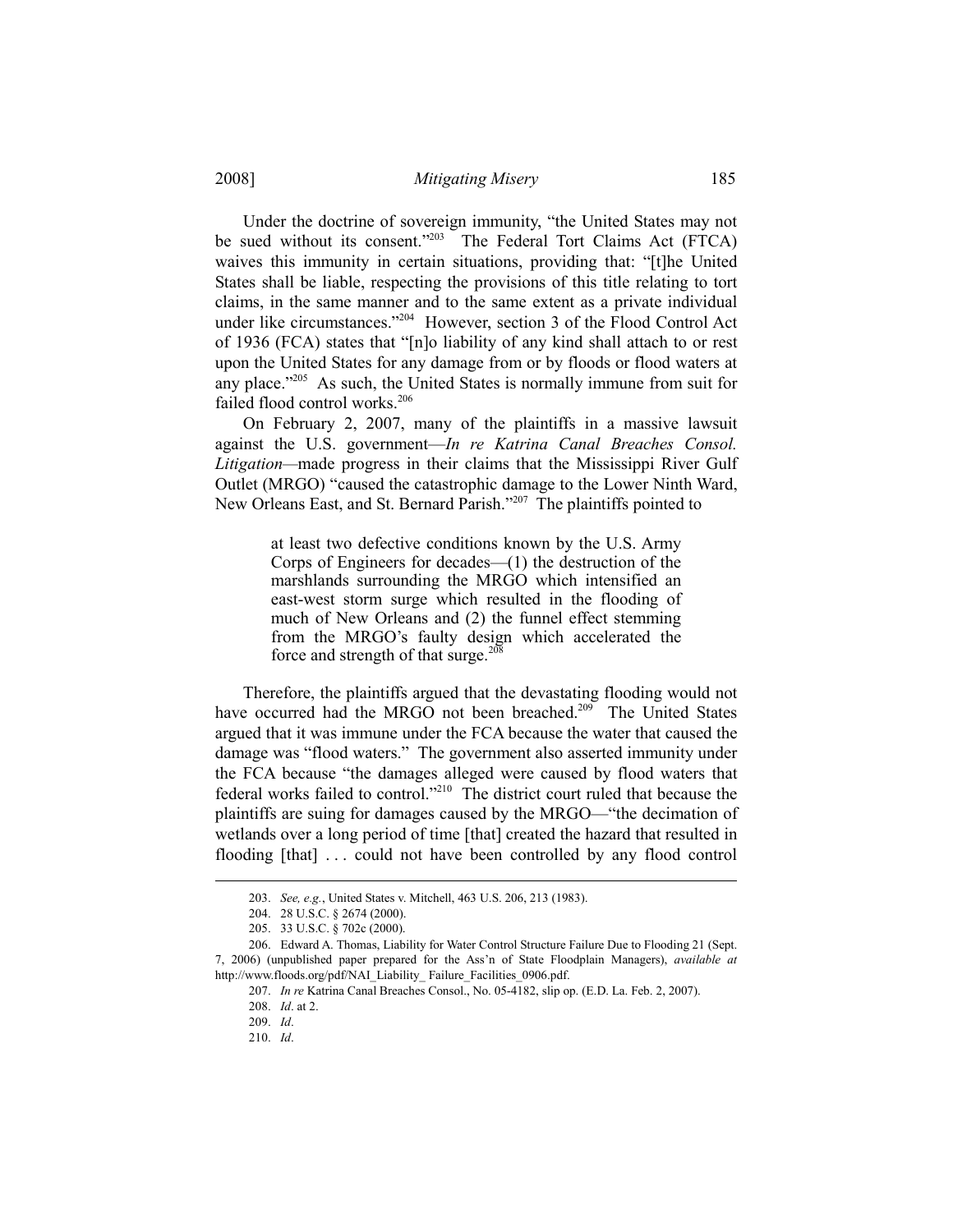Under the doctrine of sovereign immunity, "the United States may not be sued without its consent."[203] The Federal Tort Claims Act (FTCA) waives this immunity in certain situations, providing that: "[t]he United States shall be liable, respecting the provisions of this title relating to tort claims, in the same manner and to the same extent as a private individual under like circumstances."[204] However, section 3 of the Flood Control Act of 1936 (FCA) states that "[n]o liability of any kind shall attach to or rest upon the United States for any damage from or by floods or flood waters at any place."[205] As such, the United States is normally immune from suit for failed flood control works.[206]

On February 2, 2007, many of the plaintiffs in a massive lawsuit against the U.S. government—*In re Katrina Canal Breaches Consol. Litigation*—made progress in their claims that the Mississippi River Gulf Outlet (MRGO) "caused the catastrophic damage to the Lower Ninth Ward, New Orleans East, and St. Bernard Parish."[207] The plaintiffs pointed to

> at least two defective conditions known by the U.S. Army Corps of Engineers for decades—(1) the destruction of the marshlands surrounding the MRGO which intensified an east-west storm surge which resulted in the flooding of much of New Orleans and (2) the funnel effect stemming from the MRGO's faulty design which accelerated the force and strength of that surge.[208]

Therefore, the plaintiffs argued that the devastating flooding would not have occurred had the MRGO not been breached.[209] The United States argued that it was immune under the FCA because the water that caused the damage was "flood waters." The government also asserted immunity under the FCA because "the damages alleged were caused by flood waters that federal works failed to control."[210] The district court ruled that because the plaintiffs are suing for damages caused by the MRGO—"the decimation of wetlands over a long period of time [that] created the hazard that resulted in flooding [that] . . . could not have been controlled by any flood control

---

203. *See, e.g.*, United States v. Mitchell, 463 U.S. 206, 213 (1983).

204. 28 U.S.C. § 2674 (2000).

205. 33 U.S.C. § 702c (2000).

206. Edward A. Thomas, Liability for Water Control Structure Failure Due to Flooding 21 (Sept. 7, 2006) (unpublished paper prepared for the Ass'n of State Floodplain Managers), *available at* http://www.floods.org/pdf/NAI_Liability_ Failure_Facilities_0906.pdf.

207. *In re* Katrina Canal Breaches Consol., No. 05-4182, slip op. (E.D. La. Feb. 2, 2007).

208. *Id*. at 2.

209. *Id*.

210. *Id*.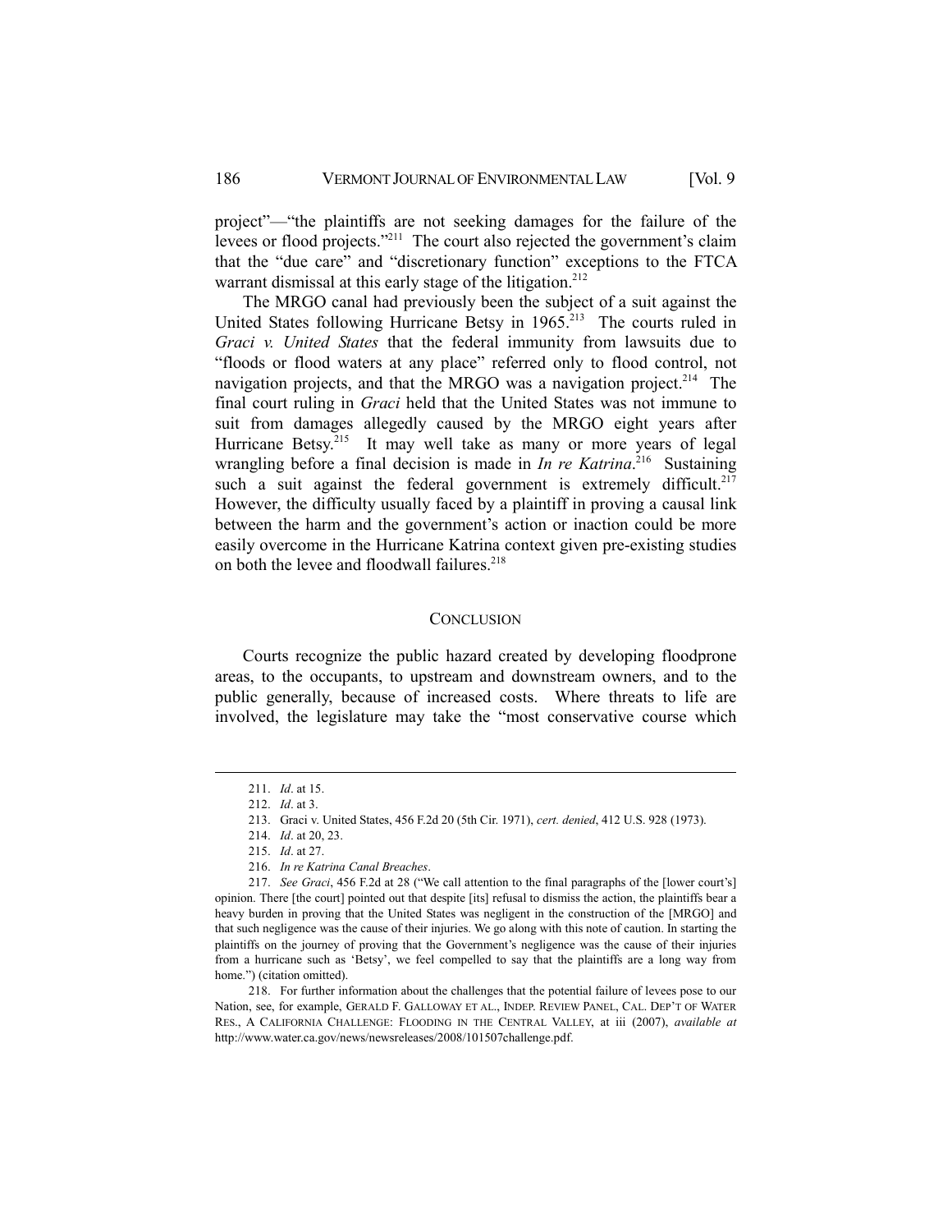project"—"the plaintiffs are not seeking damages for the failure of the levees or flood projects."[211] The court also rejected the government's claim that the "due care" and "discretionary function" exceptions to the FTCA warrant dismissal at this early stage of the litigation.[212]

The MRGO canal had previously been the subject of a suit against the United States following Hurricane Betsy in 1965.[213] The courts ruled in *Graci v. United States* that the federal immunity from lawsuits due to "floods or flood waters at any place" referred only to flood control, not navigation projects, and that the MRGO was a navigation project.[214] The final court ruling in *Graci* held that the United States was not immune to suit from damages allegedly caused by the MRGO eight years after Hurricane Betsy.[215] It may well take as many or more years of legal wrangling before a final decision is made in *In re Katrina*.[216] Sustaining such a suit against the federal government is extremely difficult.[217] However, the difficulty usually faced by a plaintiff in proving a causal link between the harm and the government's action or inaction could be more easily overcome in the Hurricane Katrina context given pre-existing studies on both the levee and floodwall failures.[218]

## CONCLUSION

Courts recognize the public hazard created by developing floodprone areas, to the occupants, to upstream and downstream owners, and to the public generally, because of increased costs. Where threats to life are involved, the legislature may take the "most conservative course which

---

211. *Id*. at 15.

212. *Id*. at 3.

213. Graci v. United States, 456 F.2d 20 (5th Cir. 1971), *cert. denied*, 412 U.S. 928 (1973).

214. *Id*. at 20, 23.

215. *Id*. at 27.

216. *In re Katrina Canal Breaches*.

217. *See Graci*, 456 F.2d at 28 ("We call attention to the final paragraphs of the [lower court's] opinion. There [the court] pointed out that despite [its] refusal to dismiss the action, the plaintiffs bear a heavy burden in proving that the United States was negligent in the construction of the [MRGO] and that such negligence was the cause of their injuries. We go along with this note of caution. In starting the plaintiffs on the journey of proving that the Government's negligence was the cause of their injuries from a hurricane such as 'Betsy', we feel compelled to say that the plaintiffs are a long way from home.") (citation omitted).

218. For further information about the challenges that the potential failure of levees pose to our Nation, see, for example, GERALD F. GALLOWAY ET AL., INDEP. REVIEW PANEL, CAL. DEP'T OF WATER RES., A CALIFORNIA CHALLENGE: FLOODING IN THE CENTRAL VALLEY, at iii (2007), *available at* http://www.water.ca.gov/news/newsreleases/2008/101507challenge.pdf.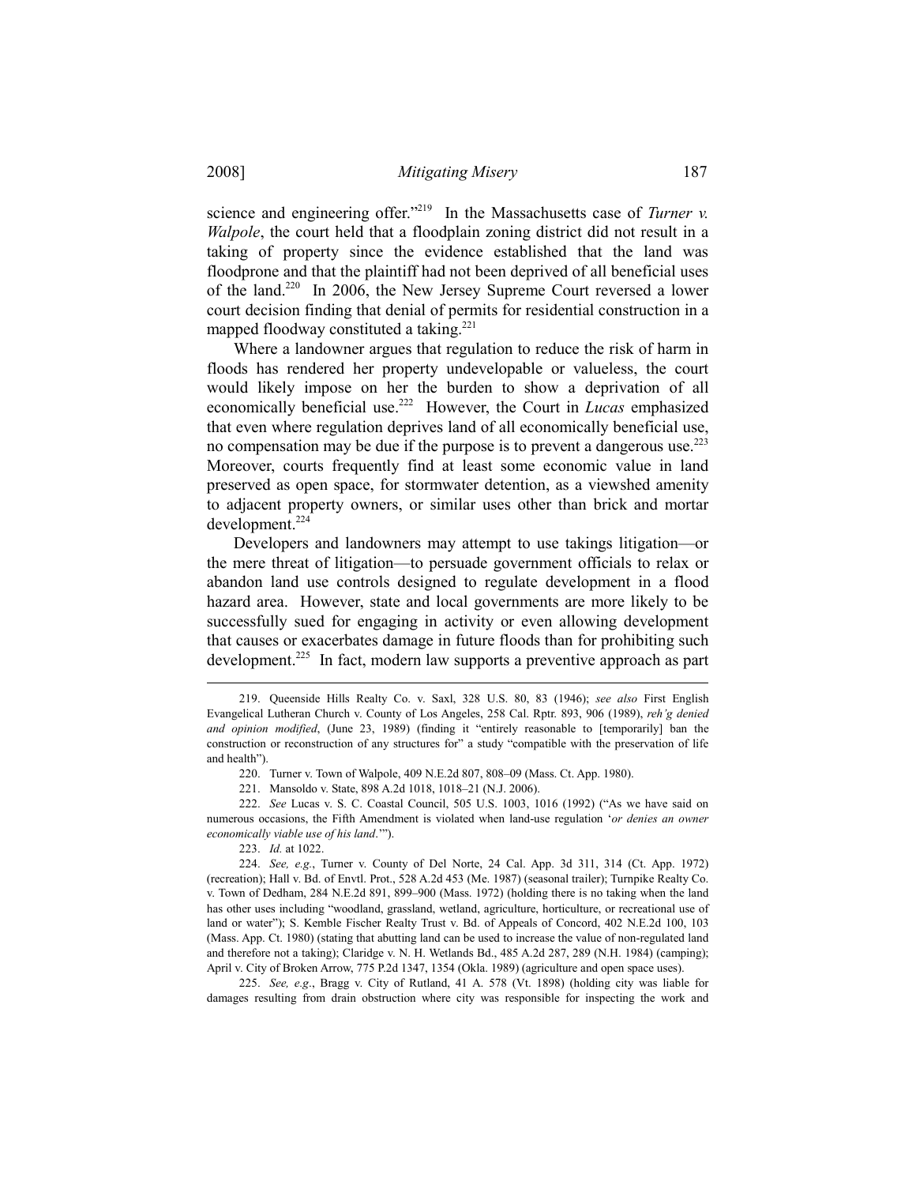science and engineering offer."[219] In the Massachusetts case of *Turner v. Walpole*, the court held that a floodplain zoning district did not result in a taking of property since the evidence established that the land was floodprone and that the plaintiff had not been deprived of all beneficial uses of the land.[220] In 2006, the New Jersey Supreme Court reversed a lower court decision finding that denial of permits for residential construction in a mapped floodway constituted a taking.[221]

Where a landowner argues that regulation to reduce the risk of harm in floods has rendered her property undevelopable or valueless, the court would likely impose on her the burden to show a deprivation of all economically beneficial use.[222] However, the Court in *Lucas* emphasized that even where regulation deprives land of all economically beneficial use, no compensation may be due if the purpose is to prevent a dangerous use.[223] Moreover, courts frequently find at least some economic value in land preserved as open space, for stormwater detention, as a viewshed amenity to adjacent property owners, or similar uses other than brick and mortar development.[224]

Developers and landowners may attempt to use takings litigation—or the mere threat of litigation—to persuade government officials to relax or abandon land use controls designed to regulate development in a flood hazard area. However, state and local governments are more likely to be successfully sued for engaging in activity or even allowing development that causes or exacerbates damage in future floods than for prohibiting such development.[225] In fact, modern law supports a preventive approach as part

---

219. Queenside Hills Realty Co. v. Saxl, 328 U.S. 80, 83 (1946); *see also* First English Evangelical Lutheran Church v. County of Los Angeles, 258 Cal. Rptr. 893, 906 (1989), *reh'g denied and opinion modified*, (June 23, 1989) (finding it "entirely reasonable to [temporarily] ban the construction or reconstruction of any structures for" a study "compatible with the preservation of life and health").

220. Turner v. Town of Walpole, 409 N.E.2d 807, 808–09 (Mass. Ct. App. 1980).

221. Mansoldo v. State, 898 A.2d 1018, 1018–21 (N.J. 2006).

222. *See* Lucas v. S. C. Coastal Council, 505 U.S. 1003, 1016 (1992) ("As we have said on numerous occasions, the Fifth Amendment is violated when land-use regulation '*or denies an owner economically viable use of his land*.'").

223. *Id.* at 1022.

224. *See, e.g.*, Turner v. County of Del Norte, 24 Cal. App. 3d 311, 314 (Ct. App. 1972) (recreation); Hall v. Bd. of Envtl. Prot., 528 A.2d 453 (Me. 1987) (seasonal trailer); Turnpike Realty Co. v. Town of Dedham, 284 N.E.2d 891, 899–900 (Mass. 1972) (holding there is no taking when the land has other uses including "woodland, grassland, wetland, agriculture, horticulture, or recreational use of land or water"); S. Kemble Fischer Realty Trust v. Bd. of Appeals of Concord, 402 N.E.2d 100, 103 (Mass. App. Ct. 1980) (stating that abutting land can be used to increase the value of non-regulated land and therefore not a taking); Claridge v. N. H. Wetlands Bd., 485 A.2d 287, 289 (N.H. 1984) (camping); April v. City of Broken Arrow, 775 P.2d 1347, 1354 (Okla. 1989) (agriculture and open space uses).

225. *See, e.g.*, Bragg v. City of Rutland, 41 A. 578 (Vt. 1898) (holding city was liable for damages resulting from drain obstruction where city was responsible for inspecting the work and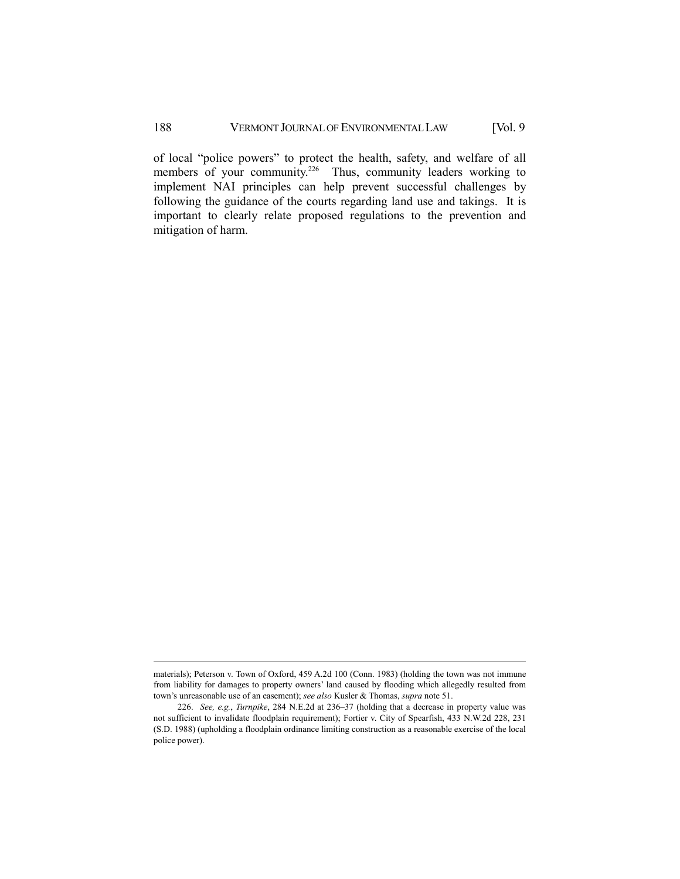of local "police powers" to protect the health, safety, and welfare of all members of your community.[226] Thus, community leaders working to implement NAI principles can help prevent successful challenges by following the guidance of the courts regarding land use and takings. It is important to clearly relate proposed regulations to the prevention and mitigation of harm.

---

materials); Peterson v. Town of Oxford, 459 A.2d 100 (Conn. 1983) (holding the town was not immune from liability for damages to property owners' land caused by flooding which allegedly resulted from town's unreasonable use of an easement); *see also* Kusler & Thomas, *supra* note 51.

226. *See, e.g.*, *Turnpike*, 284 N.E.2d at 236–37 (holding that a decrease in property value was not sufficient to invalidate floodplain requirement); Fortier v. City of Spearfish, 433 N.W.2d 228, 231 (S.D. 1988) (upholding a floodplain ordinance limiting construction as a reasonable exercise of the local police power).